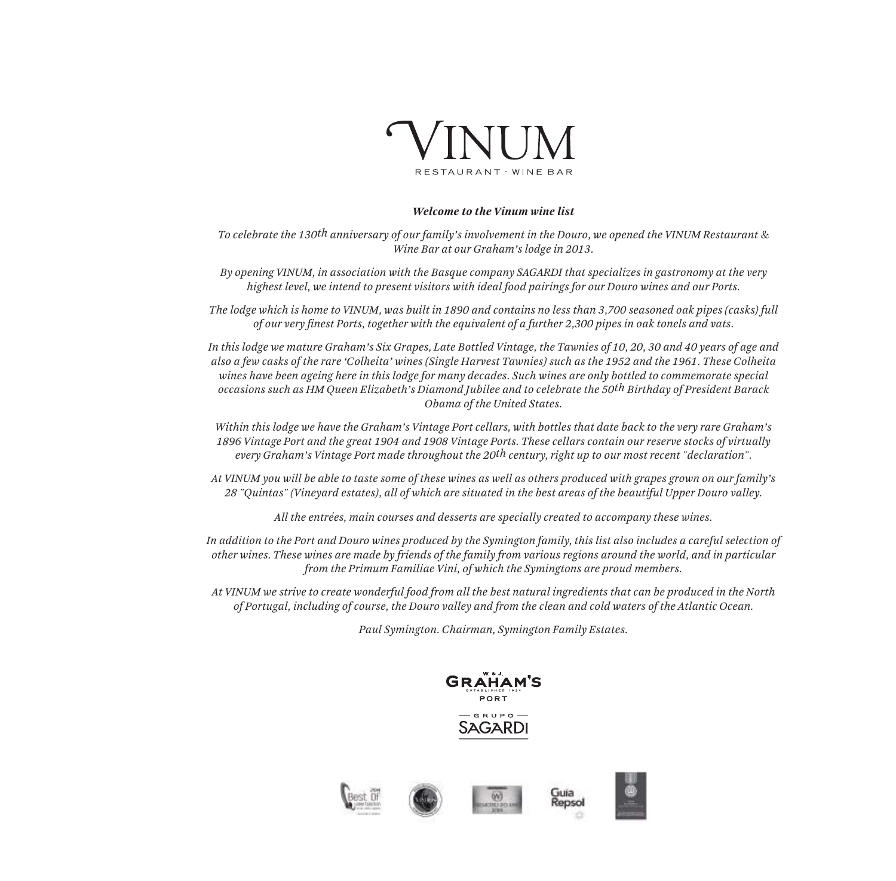# VINUM

RESTAURANT · WINE BAR

***Welcome to the Vinum wine list***

*To celebrate the 130th anniversary of our family's involvement in the Douro, we opened the VINUM Restaurant & Wine Bar at our Graham's lodge in 2013.*

*By opening VINUM, in association with the Basque company SAGARDI that specializes in gastronomy at the very highest level, we intend to present visitors with ideal food pairings for our Douro wines and our Ports.*

*The lodge which is home to VINUM, was built in 1890 and contains no less than 3,700 seasoned oak pipes (casks) full of our very finest Ports, together with the equivalent of a further 2,300 pipes in oak tonels and vats.*

*In this lodge we mature Graham's Six Grapes, Late Bottled Vintage, the Tawnies of 10, 20, 30 and 40 years of age and also a few casks of the rare 'Colheita' wines (Single Harvest Tawnies) such as the 1952 and the 1961. These Colheita wines have been ageing here in this lodge for many decades. Such wines are only bottled to commemorate special occasions such as HM Queen Elizabeth's Diamond Jubilee and to celebrate the 50th Birthday of President Barack Obama of the United States.*

*Within this lodge we have the Graham's Vintage Port cellars, with bottles that date back to the very rare Graham's 1896 Vintage Port and the great 1904 and 1908 Vintage Ports. These cellars contain our reserve stocks of virtually every Graham's Vintage Port made throughout the 20th century, right up to our most recent "declaration".*

*At VINUM you will be able to taste some of these wines as well as others produced with grapes grown on our family's 28 "Quintas" (Vineyard estates), all of which are situated in the best areas of the beautiful Upper Douro valley.*

*All the entrées, main courses and desserts are specially created to accompany these wines.*

*In addition to the Port and Douro wines produced by the Symington family, this list also includes a careful selection of other wines. These wines are made by friends of the family from various regions around the world, and in particular from the Primum Familiae Vini, of which the Symingtons are proud members.*

*At VINUM we strive to create wonderful food from all the best natural ingredients that can be produced in the North of Portugal, including of course, the Douro valley and from the clean and cold waters of the Atlantic Ocean.*

*Paul Symington. Chairman, Symington Family Estates.*

W. & J. GRAHAM'S
ESTABLISHED 1820
PORT

GRUPO SAGARDI

Guia Repsol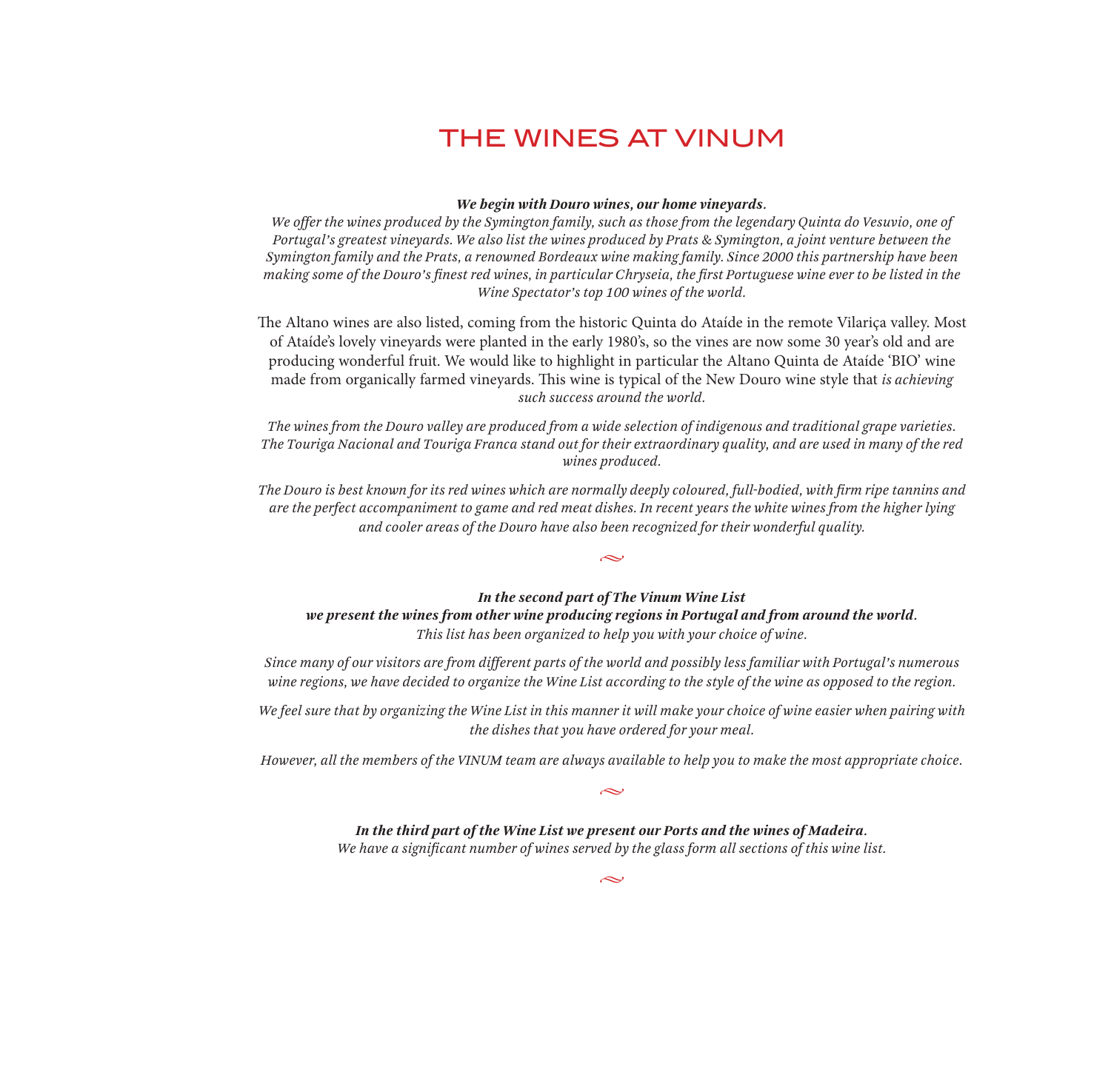# THE WINES AT VINUM

***We begin with Douro wines, our home vineyards.***

*We offer the wines produced by the Symington family, such as those from the legendary Quinta do Vesuvio, one of Portugal's greatest vineyards. We also list the wines produced by Prats & Symington, a joint venture between the Symington family and the Prats, a renowned Bordeaux wine making family. Since 2000 this partnership have been making some of the Douro's finest red wines, in particular Chryseia, the first Portuguese wine ever to be listed in the Wine Spectator's top 100 wines of the world.*

The Altano wines are also listed, coming from the historic Quinta do Ataíde in the remote Vilariça valley. Most of Ataíde's lovely vineyards were planted in the early 1980's, so the vines are now some 30 year's old and are producing wonderful fruit. We would like to highlight in particular the Altano Quinta de Ataíde 'BIO' wine made from organically farmed vineyards. This wine is typical of the New Douro wine style that *is achieving such success around the world.*

*The wines from the Douro valley are produced from a wide selection of indigenous and traditional grape varieties. The Touriga Nacional and Touriga Franca stand out for their extraordinary quality, and are used in many of the red wines produced.*

*The Douro is best known for its red wines which are normally deeply coloured, full-bodied, with firm ripe tannins and are the perfect accompaniment to game and red meat dishes. In recent years the white wines from the higher lying and cooler areas of the Douro have also been recognized for their wonderful quality.*

~

***In the second part of The Vinum Wine List***
***we present the wines from other wine producing regions in Portugal and from around the world.***

*This list has been organized to help you with your choice of wine.*

*Since many of our visitors are from different parts of the world and possibly less familiar with Portugal's numerous wine regions, we have decided to organize the Wine List according to the style of the wine as opposed to the region.*

*We feel sure that by organizing the Wine List in this manner it will make your choice of wine easier when pairing with the dishes that you have ordered for your meal.*

*However, all the members of the VINUM team are always available to help you to make the most appropriate choice.*

~

***In the third part of the Wine List we present our Ports and the wines of Madeira.***

*We have a significant number of wines served by the glass form all sections of this wine list.*

~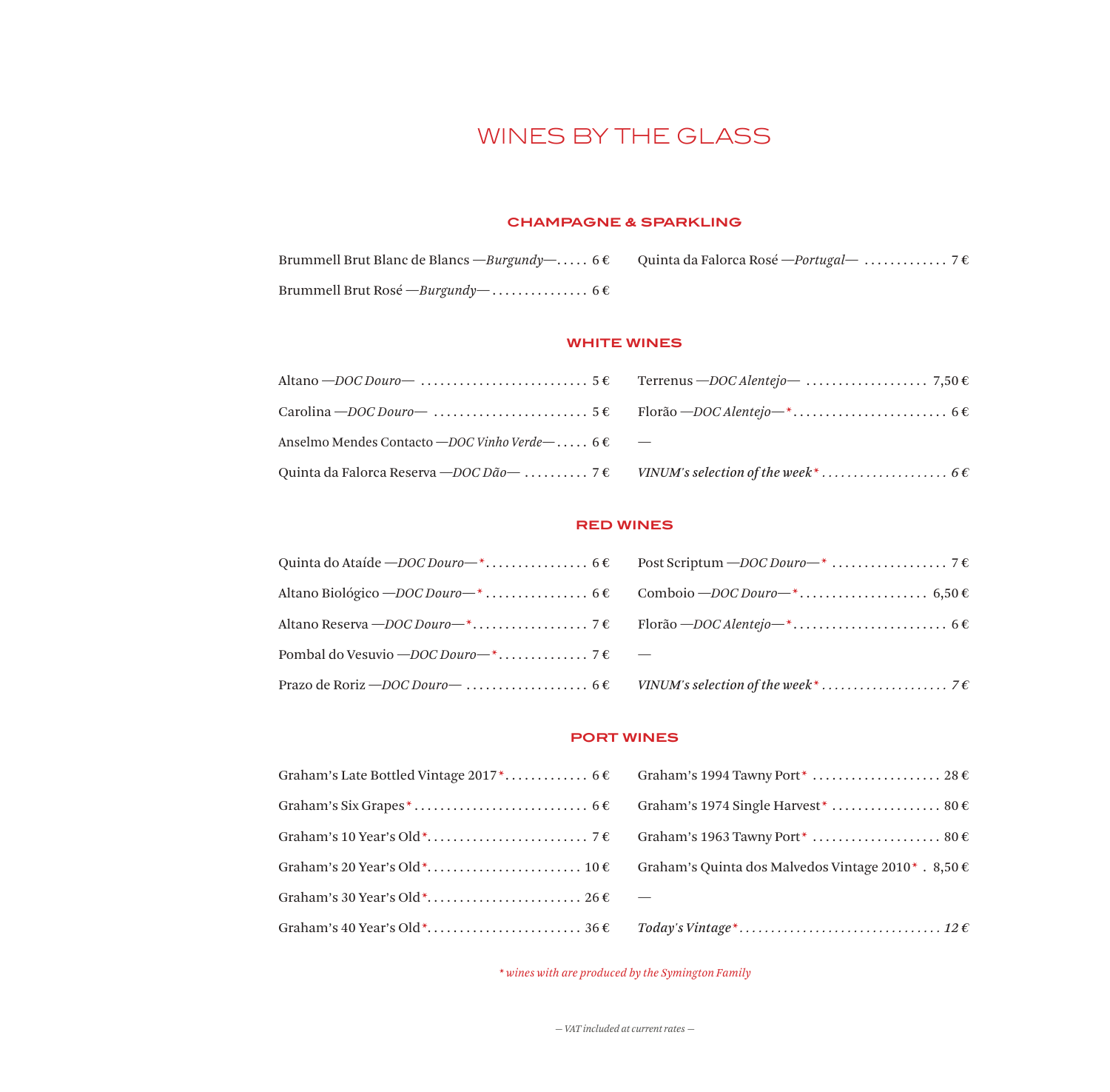# WINES BY THE GLASS

## CHAMPAGNE & SPARKLING

Brummell Brut Blanc de Blancs —*Burgundy*— . . . . . 6 €

Brummell Brut Rosé —*Burgundy*— . . . . . . . . . . . . . . . 6 €

Quinta da Falorca Rosé —*Portugal*— . . . . . . . . . . . . . 7 €

## WHITE WINES

Altano —*DOC Douro*— . . . . . . . . . . . . . . . . . . . . . . . . . . 5 €

Carolina —*DOC Douro*— . . . . . . . . . . . . . . . . . . . . . . . . 5 €

Anselmo Mendes Contacto —*DOC Vinho Verde*— . . . . . 6 €

Quinta da Falorca Reserva —*DOC Dão*— . . . . . . . . . . 7 €

Terrenus —*DOC Alentejo*— . . . . . . . . . . . . . . . . . . . 7,50 €

Florão —*DOC Alentejo*—* . . . . . . . . . . . . . . . . . . . . . . . . 6 €

—

*VINUM's selection of the week** . . . . . . . . . . . . . . . . . . . . *6 €*

## RED WINES

Quinta do Ataíde —*DOC Douro*—* . . . . . . . . . . . . . . . . 6 €

Altano Biológico —*DOC Douro*—* . . . . . . . . . . . . . . . . 6 €

Altano Reserva —*DOC Douro*—* . . . . . . . . . . . . . . . . . . 7 €

Pombal do Vesuvio —*DOC Douro*—* . . . . . . . . . . . . . . 7 €

Prazo de Roriz —*DOC Douro*— . . . . . . . . . . . . . . . . . . . 6 €

Post Scriptum —*DOC Douro*—* . . . . . . . . . . . . . . . . . . 7 €

Comboio —*DOC Douro*—* . . . . . . . . . . . . . . . . . . . . 6,50 €

Florão —*DOC Alentejo*—* . . . . . . . . . . . . . . . . . . . . . . . . 6 €

—

*VINUM's selection of the week** . . . . . . . . . . . . . . . . . . . . *7 €*

## PORT WINES

Graham's Late Bottled Vintage 2017* . . . . . . . . . . . . . 6 €

Graham's Six Grapes* . . . . . . . . . . . . . . . . . . . . . . . . . . . 6 €

Graham's 10 Year's Old* . . . . . . . . . . . . . . . . . . . . . . . . . 7 €

Graham's 20 Year's Old* . . . . . . . . . . . . . . . . . . . . . . . . 10 €

Graham's 30 Year's Old* . . . . . . . . . . . . . . . . . . . . . . . . 26 €

Graham's 40 Year's Old* . . . . . . . . . . . . . . . . . . . . . . . . 36 €

Graham's 1994 Tawny Port* . . . . . . . . . . . . . . . . . . . . 28 €

Graham's 1974 Single Harvest* . . . . . . . . . . . . . . . . . 80 €

Graham's 1963 Tawny Port* . . . . . . . . . . . . . . . . . . . . 80 €

Graham's Quinta dos Malvedos Vintage 2010* . 8,50 €

—

*Today's Vintage** . . . . . . . . . . . . . . . . . . . . . . . . . . . . . . . *12 €*

*\* wines with are produced by the Symington Family*

*— VAT included at current rates —*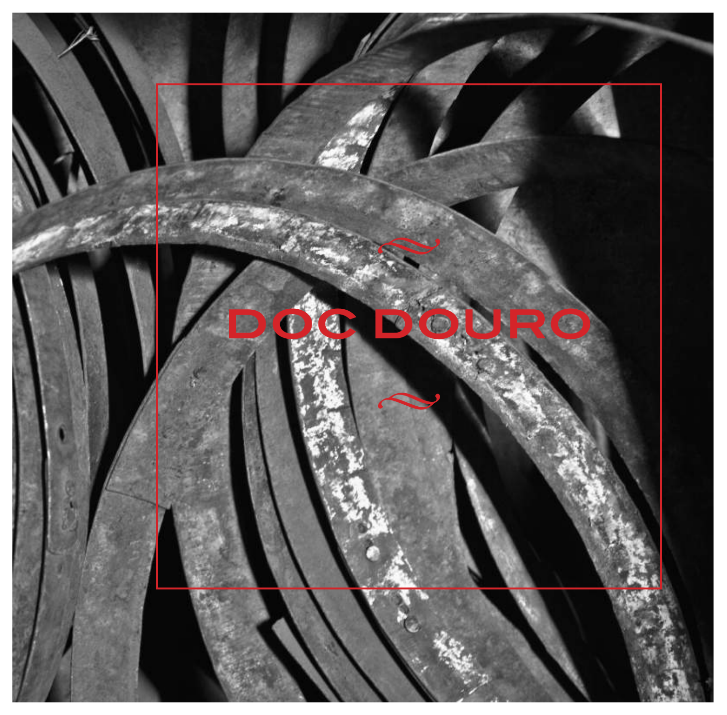# DOC DOURO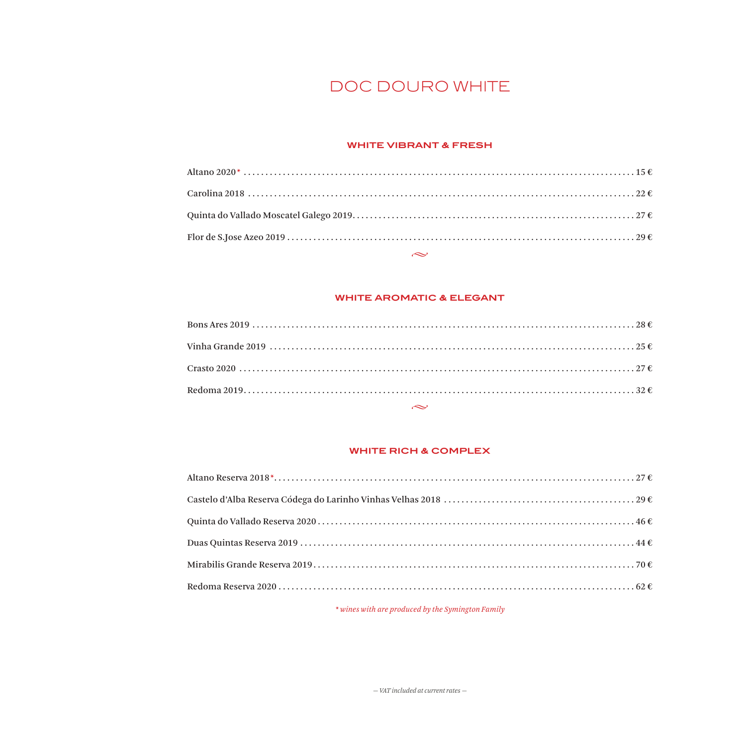# DOC DOURO WHITE

## WHITE VIBRANT & FRESH

Altano 2020* ........ 15 €

Carolina 2018 ........ 22 €

Quinta do Vallado Moscatel Galego 2019........ 27 €

Flor de S.Jose Azeo 2019 ........ 29 €

## WHITE AROMATIC & ELEGANT

Bons Ares 2019 ........ 28 €

Vinha Grande 2019 ........ 25 €

Crasto 2020 ........ 27 €

Redoma 2019........ 32 €

## WHITE RICH & COMPLEX

Altano Reserva 2018*........ 27 €

Castelo d'Alba Reserva Códega do Larinho Vinhas Velhas 2018 ........ 29 €

Quinta do Vallado Reserva 2020 ........ 46 €

Duas Quintas Reserva 2019 ........ 44 €

Mirabilis Grande Reserva 2019........ 70 €

Redoma Reserva 2020 ........ 62 €

*\* wines with are produced by the Symington Family*

*— VAT included at current rates —*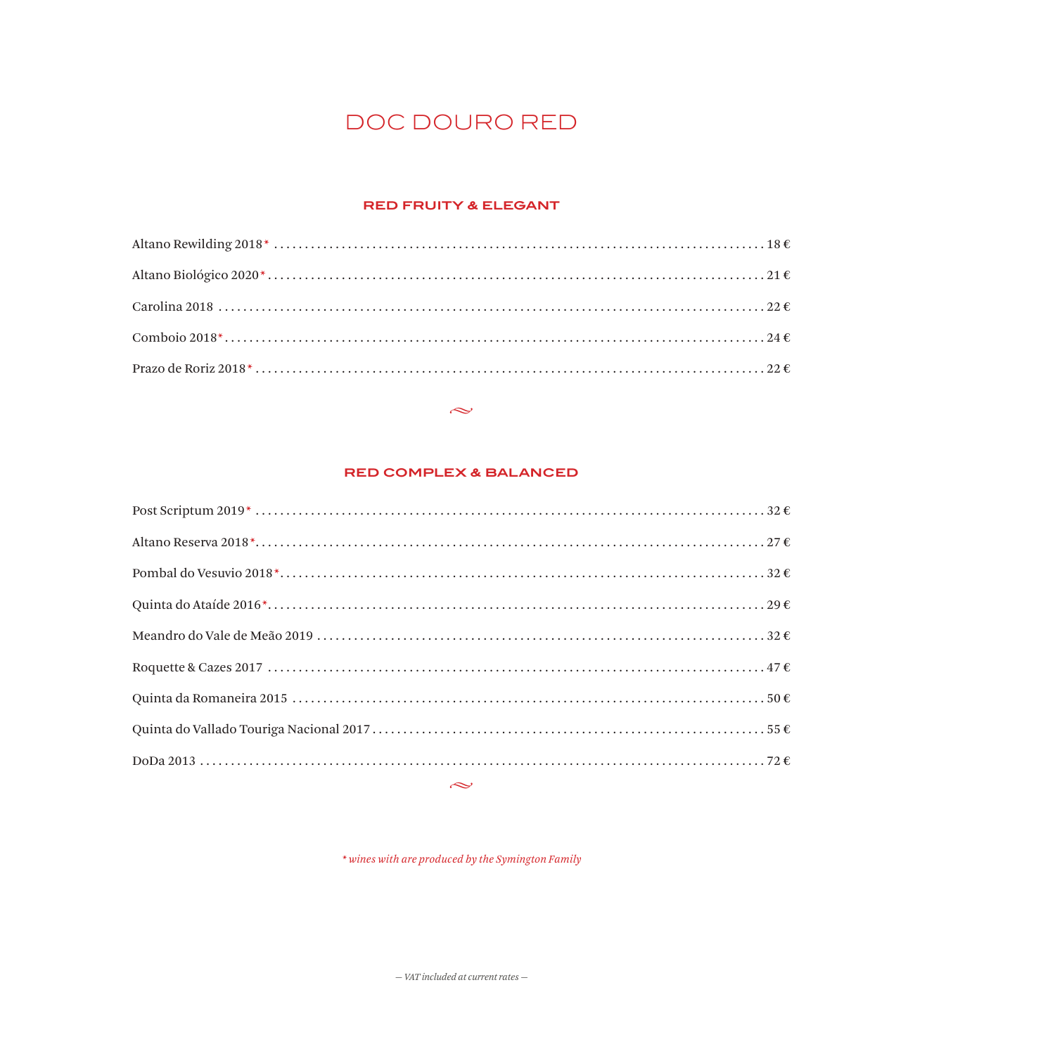# DOC DOURO RED

## RED FRUITY & ELEGANT

Altano Rewilding 2018* .......... 18 €

Altano Biológico 2020* .......... 21 €

Carolina 2018 .......... 22 €

Comboio 2018* .......... 24 €

Prazo de Roriz 2018* .......... 22 €

~

## RED COMPLEX & BALANCED

Post Scriptum 2019* .......... 32 €

Altano Reserva 2018* .......... 27 €

Pombal do Vesuvio 2018* .......... 32 €

Quinta do Ataíde 2016* .......... 29 €

Meandro do Vale de Meão 2019 .......... 32 €

Roquette & Cazes 2017 .......... 47 €

Quinta da Romaneira 2015 .......... 50 €

Quinta do Vallado Touriga Nacional 2017 .......... 55 €

DoDa 2013 .......... 72 €

~

*\* wines with are produced by the Symington Family*

*— VAT included at current rates —*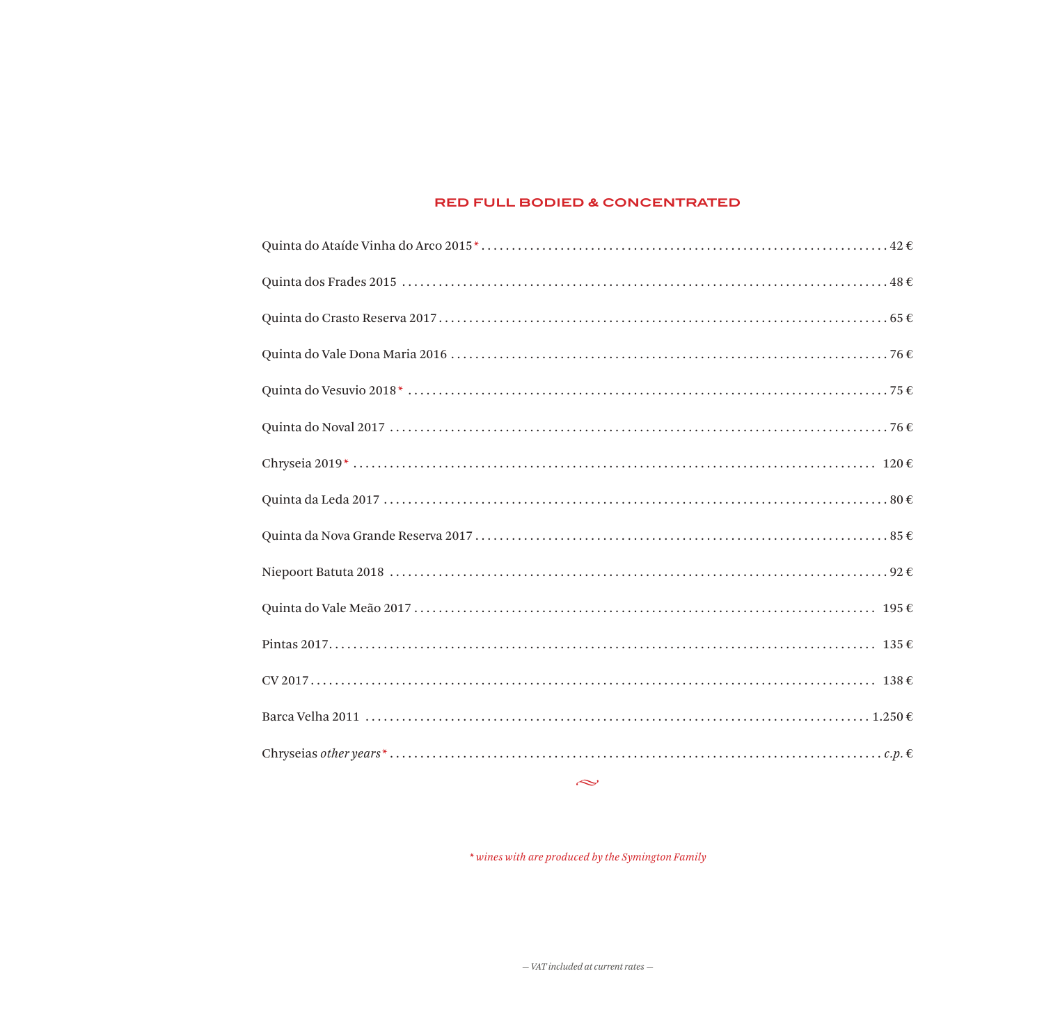## RED FULL BODIED & CONCENTRATED

| Wine | Price |
|---|---|
| Quinta do Ataíde Vinha do Arco 2015* | 42 € |
| Quinta dos Frades 2015 | 48 € |
| Quinta do Crasto Reserva 2017 | 65 € |
| Quinta do Vale Dona Maria 2016 | 76 € |
| Quinta do Vesuvio 2018* | 75 € |
| Quinta do Noval 2017 | 76 € |
| Chryseia 2019* | 120 € |
| Quinta da Leda 2017 | 80 € |
| Quinta da Nova Grande Reserva 2017 | 85 € |
| Niepoort Batuta 2018 | 92 € |
| Quinta do Vale Meão 2017 | 195 € |
| Pintas 2017 | 135 € |
| CV 2017 | 138 € |
| Barca Velha 2011 | 1.250 € |
| Chryseias *other years** | *c.p.* € |

*\* wines with are produced by the Symington Family*

*— VAT included at current rates —*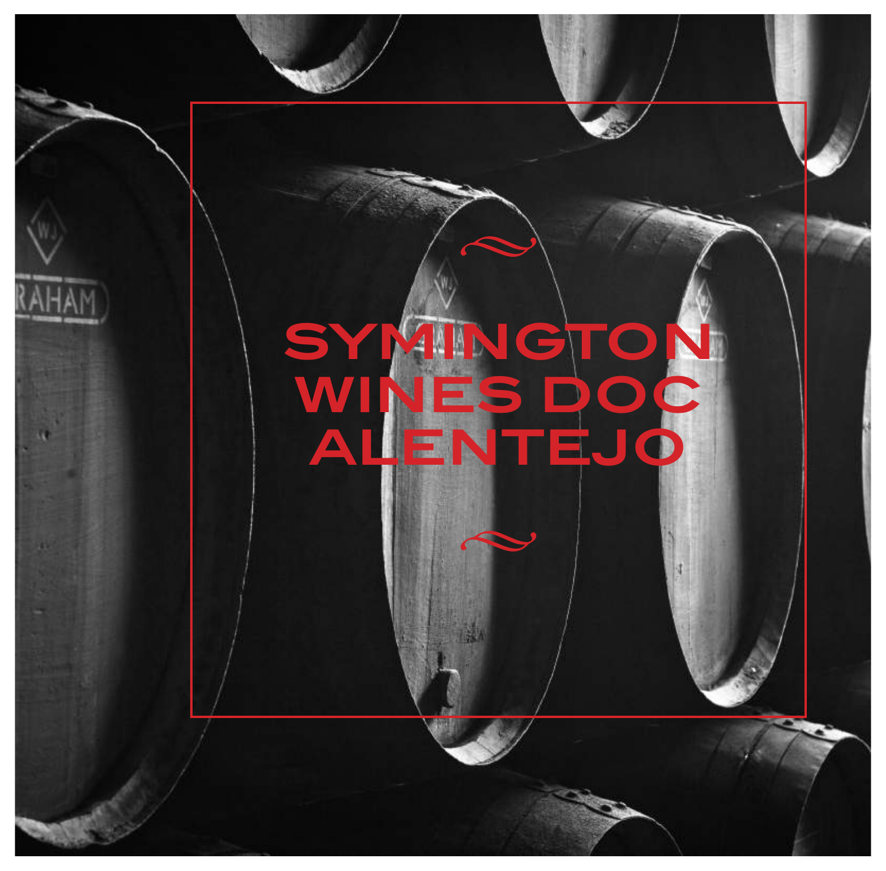# SYMINGTON WINES DOC ALENTEJO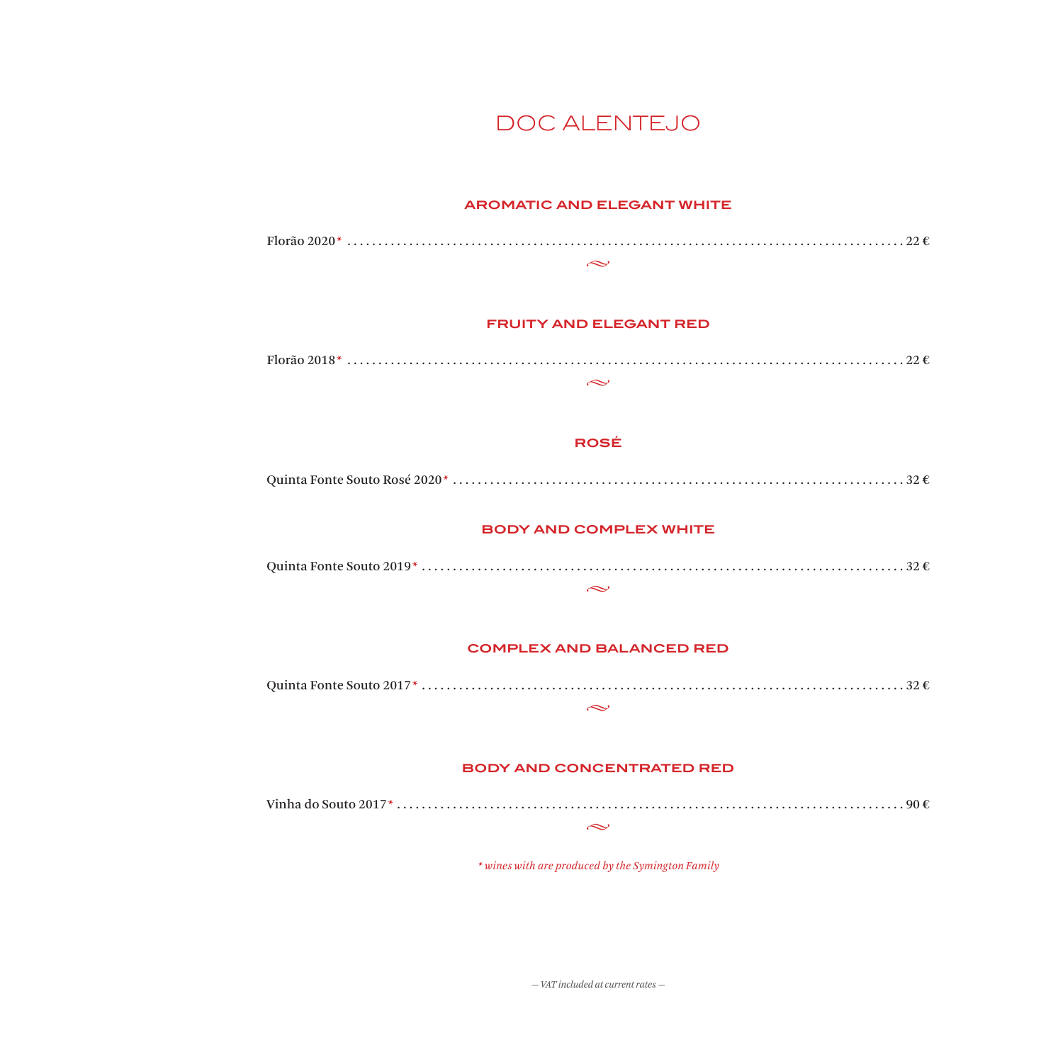# DOC ALENTEJO

### AROMATIC AND ELEGANT WHITE

Florão 2020* .................................................................................... 22 €

### FRUITY AND ELEGANT RED

Florão 2018* .................................................................................... 22 €

### ROSÉ

Quinta Fonte Souto Rosé 2020* .................................................................. 32 €

### BODY AND COMPLEX WHITE

Quinta Fonte Souto 2019* ....................................................................... 32 €

### COMPLEX AND BALANCED RED

Quinta Fonte Souto 2017* ....................................................................... 32 €

### BODY AND CONCENTRATED RED

Vinha do Souto 2017* ........................................................................... 90 €

*\* wines with are produced by the Symington Family*

*— VAT included at current rates —*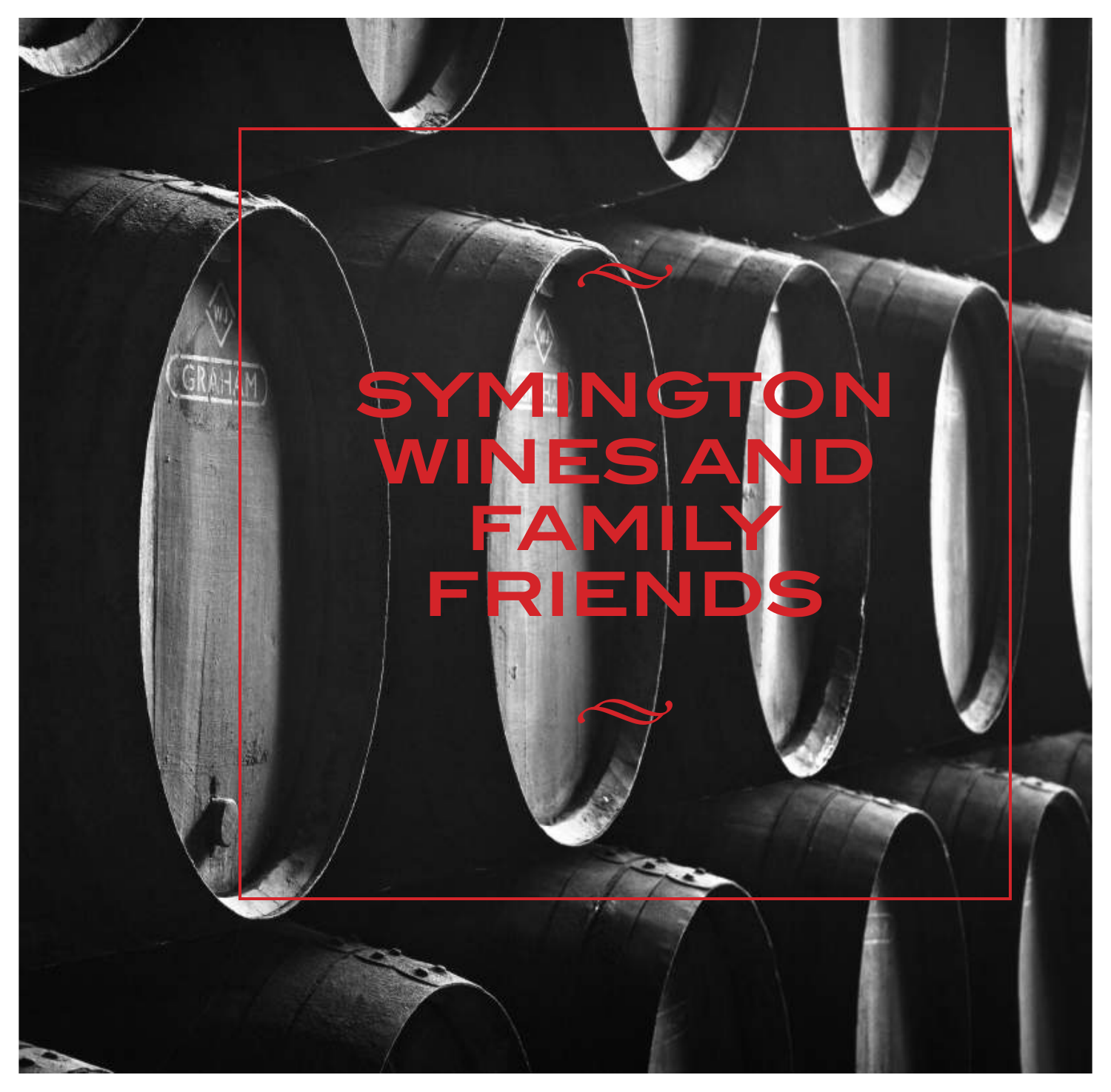# SYMINGTON WINES AND FAMILY FRIENDS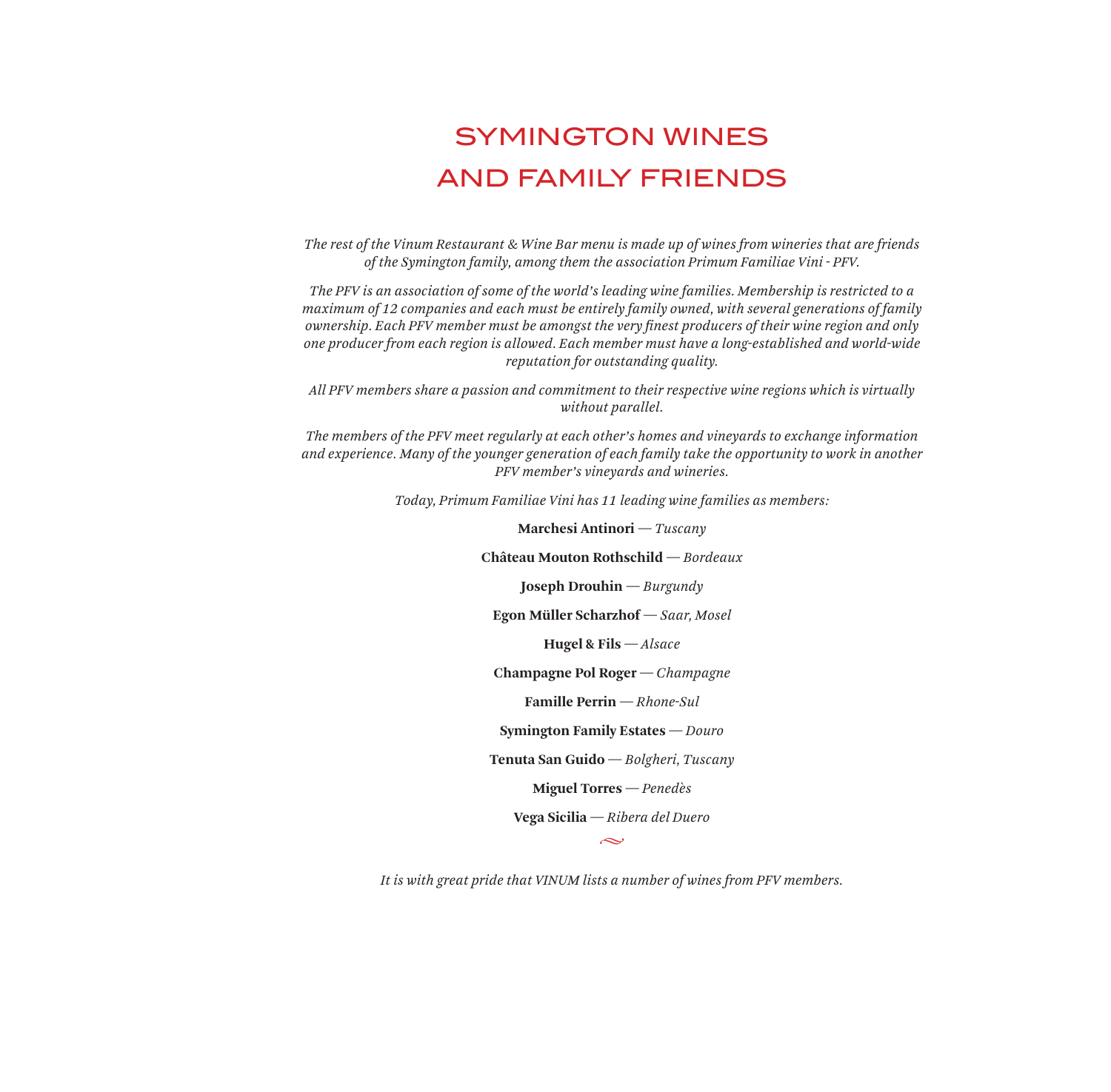# SYMINGTON WINES AND FAMILY FRIENDS

*The rest of the Vinum Restaurant & Wine Bar menu is made up of wines from wineries that are friends of the Symington family, among them the association Primum Familiae Vini - PFV.*

*The PFV is an association of some of the world's leading wine families. Membership is restricted to a maximum of 12 companies and each must be entirely family owned, with several generations of family ownership. Each PFV member must be amongst the very finest producers of their wine region and only one producer from each region is allowed. Each member must have a long-established and world-wide reputation for outstanding quality.*

*All PFV members share a passion and commitment to their respective wine regions which is virtually without parallel.*

*The members of the PFV meet regularly at each other's homes and vineyards to exchange information and experience. Many of the younger generation of each family take the opportunity to work in another PFV member's vineyards and wineries.*

*Today, Primum Familiae Vini has 11 leading wine families as members:*

**Marchesi Antinori** — *Tuscany*

**Château Mouton Rothschild** — *Bordeaux*

**Joseph Drouhin** — *Burgundy*

**Egon Müller Scharzhof** — *Saar, Mosel*

**Hugel & Fils** — *Alsace*

**Champagne Pol Roger** — *Champagne*

**Famille Perrin** — *Rhone-Sul*

**Symington Family Estates** — *Douro*

**Tenuta San Guido** — *Bolgheri, Tuscany*

**Miguel Torres** — *Penedès*

**Vega Sicilia** — *Ribera del Duero*

*It is with great pride that VINUM lists a number of wines from PFV members.*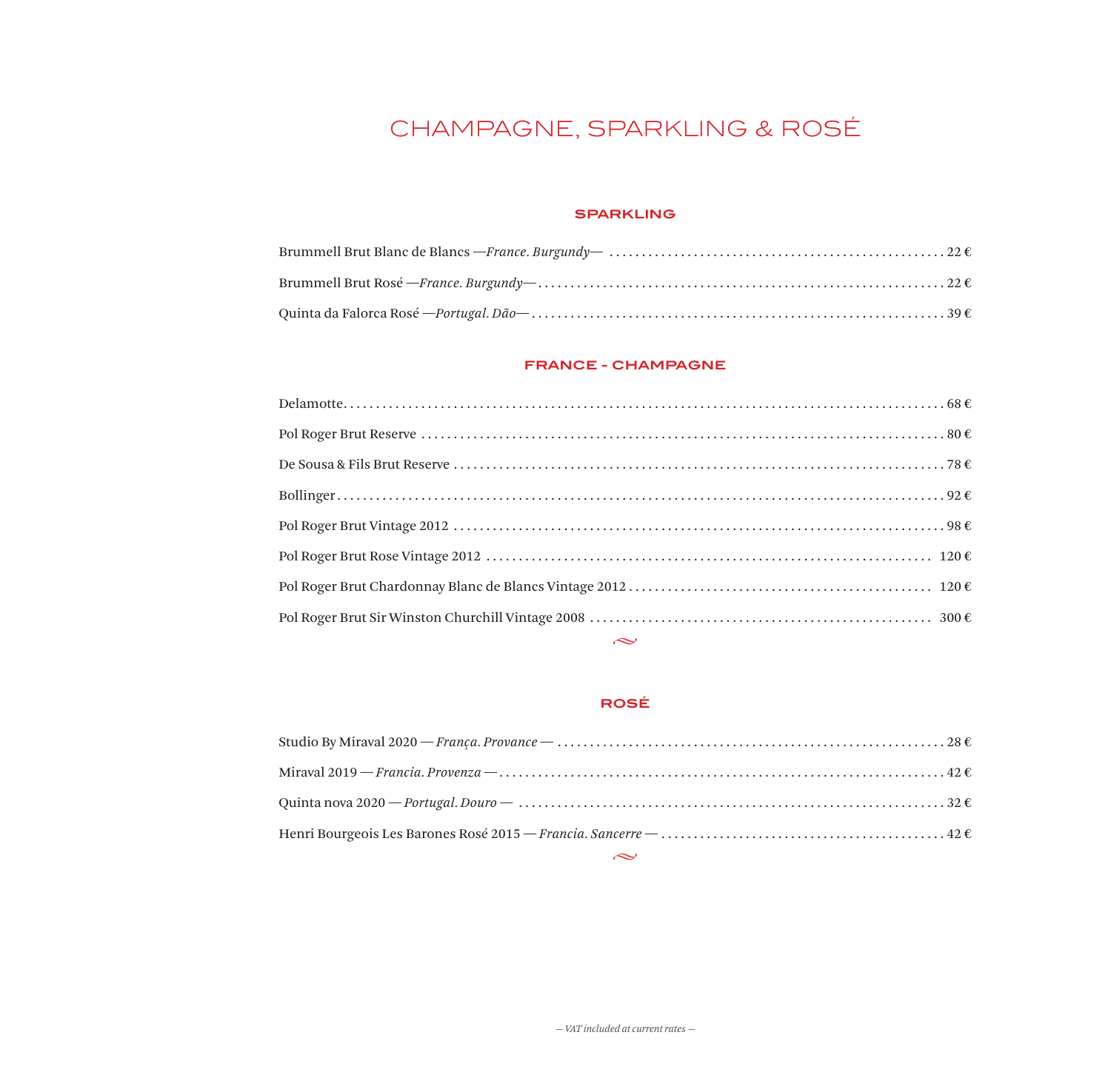# CHAMPAGNE, SPARKLING & ROSÉ

## SPARKLING

Brummell Brut Blanc de Blancs —*France. Burgundy*— ........ 22 €

Brummell Brut Rosé —*France. Burgundy*— ........ 22 €

Quinta da Falorca Rosé —*Portugal. Dão*— ........ 39 €

## FRANCE - CHAMPAGNE

Delamotte ........ 68 €

Pol Roger Brut Reserve ........ 80 €

De Sousa & Fils Brut Reserve ........ 78 €

Bollinger ........ 92 €

Pol Roger Brut Vintage 2012 ........ 98 €

Pol Roger Brut Rose Vintage 2012 ........ 120 €

Pol Roger Brut Chardonnay Blanc de Blancs Vintage 2012 ........ 120 €

Pol Roger Brut Sir Winston Churchill Vintage 2008 ........ 300 €

## ROSÉ

Studio By Miraval 2020 — *França. Provance* — ........ 28 €

Miraval 2019 — *Francia. Provenza* — ........ 42 €

Quinta nova 2020 — *Portugal. Douro* — ........ 32 €

Henri Bourgeois Les Barones Rosé 2015 — *Francia. Sancerre* — ........ 42 €

*— VAT included at current rates —*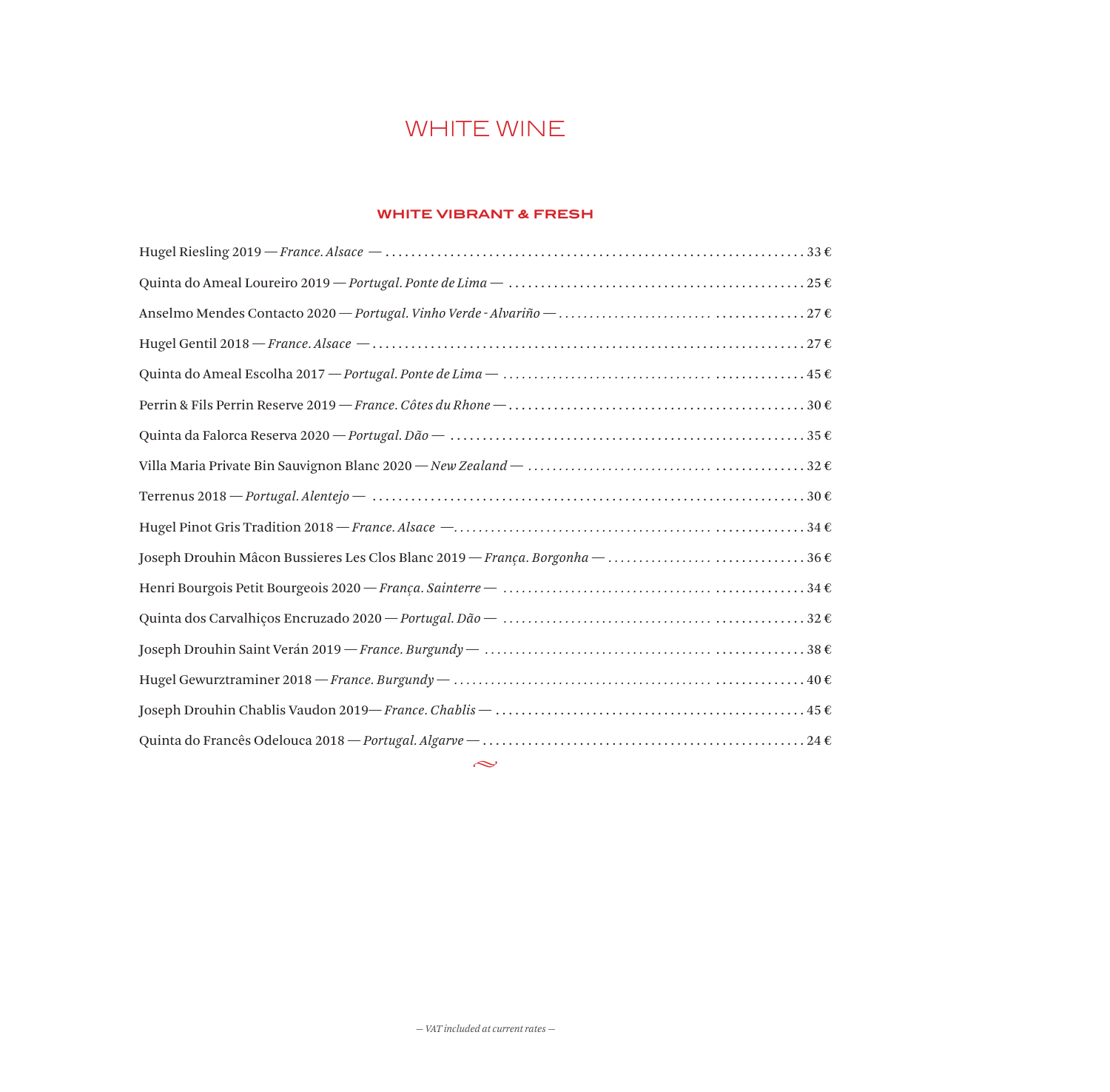# WHITE WINE

## WHITE VIBRANT & FRESH

Hugel Riesling 2019 — *France. Alsace* — ............ 33 €

Quinta do Ameal Loureiro 2019 — *Portugal. Ponte de Lima* — ............ 25 €

Anselmo Mendes Contacto 2020 — *Portugal. Vinho Verde - Alvariño* — ............ 27 €

Hugel Gentil 2018 — *France. Alsace* — ............ 27 €

Quinta do Ameal Escolha 2017 — *Portugal. Ponte de Lima* — ............ 45 €

Perrin & Fils Perrin Reserve 2019 — *France. Côtes du Rhone* — ............ 30 €

Quinta da Falorca Reserva 2020 — *Portugal. Dão* — ............ 35 €

Villa Maria Private Bin Sauvignon Blanc 2020 — *New Zealand* — ............ 32 €

Terrenus 2018 — *Portugal. Alentejo* — ............ 30 €

Hugel Pinot Gris Tradition 2018 — *France. Alsace* — ............ 34 €

Joseph Drouhin Mâcon Bussieres Les Clos Blanc 2019 — *França. Borgonha* — ............ 36 €

Henri Bourgois Petit Bourgeois 2020 — *França. Sainterre* — ............ 34 €

Quinta dos Carvalhiços Encruzado 2020 — *Portugal. Dão* — ............ 32 €

Joseph Drouhin Saint Verán 2019 — *France. Burgundy* — ............ 38 €

Hugel Gewurztraminer 2018 — *France. Burgundy* — ............ 40 €

Joseph Drouhin Chablis Vaudon 2019— *France. Chablis* — ............ 45 €

Quinta do Francês Odelouca 2018 — *Portugal. Algarve* — ............ 24 €

*— VAT included at current rates —*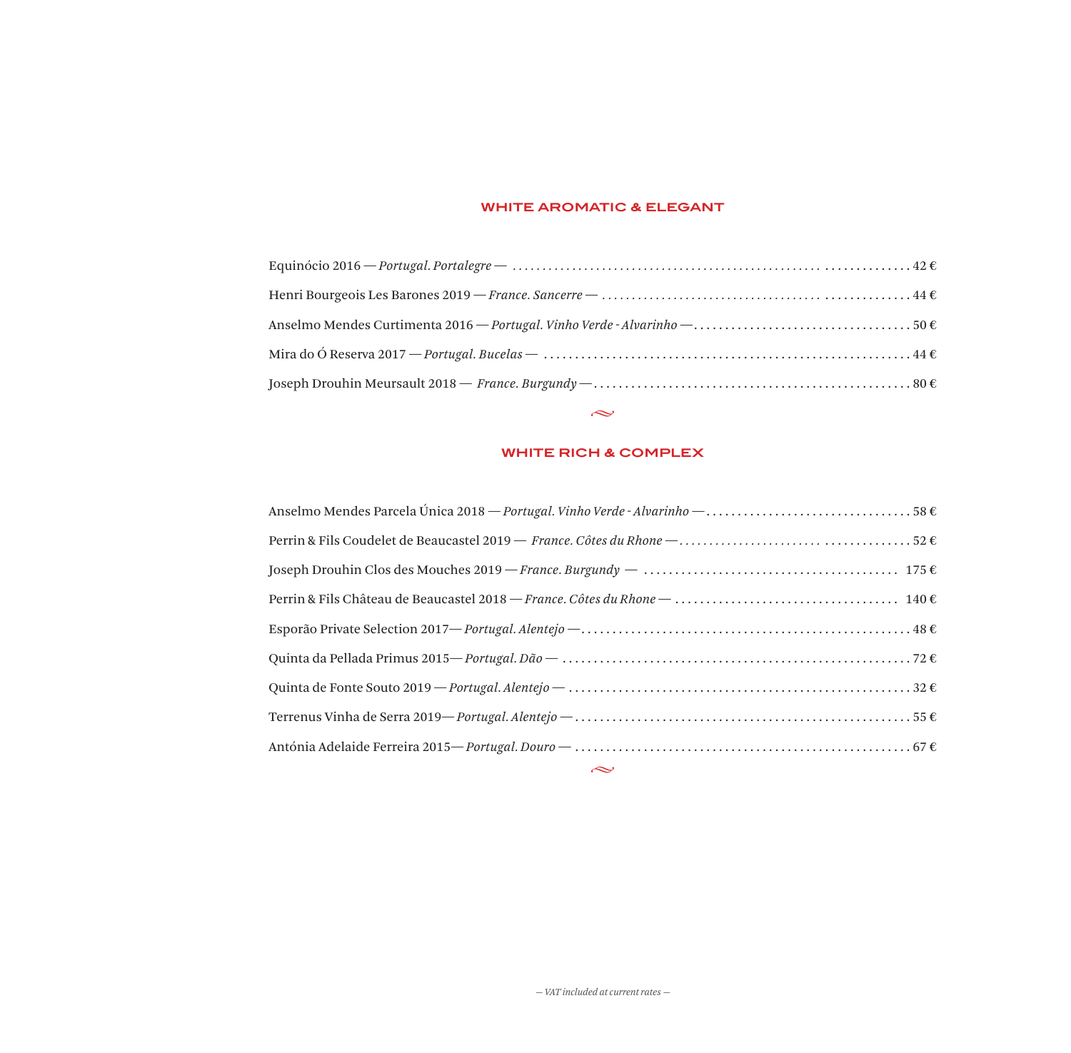## WHITE AROMATIC & ELEGANT

Equinócio 2016 — *Portugal. Portalegre* — .................................................. 42 €

Henri Bourgeois Les Barones 2019 — *France. Sancerre* — .................................................. 44 €

Anselmo Mendes Curtimenta 2016 — *Portugal. Vinho Verde - Alvarinho* — .................................................. 50 €

Mira do Ó Reserva 2017 — *Portugal. Bucelas* — .................................................. 44 €

Joseph Drouhin Meursault 2018 — *France. Burgundy* — .................................................. 80 €

~

## WHITE RICH & COMPLEX

Anselmo Mendes Parcela Única 2018 — *Portugal. Vinho Verde - Alvarinho* — .................................................. 58 €

Perrin & Fils Coudelet de Beaucastel 2019 — *France. Côtes du Rhone* — .................................................. 52 €

Joseph Drouhin Clos des Mouches 2019 — *France. Burgundy* — .................................................. 175 €

Perrin & Fils Château de Beaucastel 2018 — *France. Côtes du Rhone* — .................................................. 140 €

Esporão Private Selection 2017— *Portugal. Alentejo* — .................................................. 48 €

Quinta da Pellada Primus 2015— *Portugal. Dão* — .................................................. 72 €

Quinta de Fonte Souto 2019 — *Portugal. Alentejo* — .................................................. 32 €

Terrenus Vinha de Serra 2019— *Portugal. Alentejo* — .................................................. 55 €

Antónia Adelaide Ferreira 2015— *Portugal. Douro* — .................................................. 67 €

~

*— VAT included at current rates —*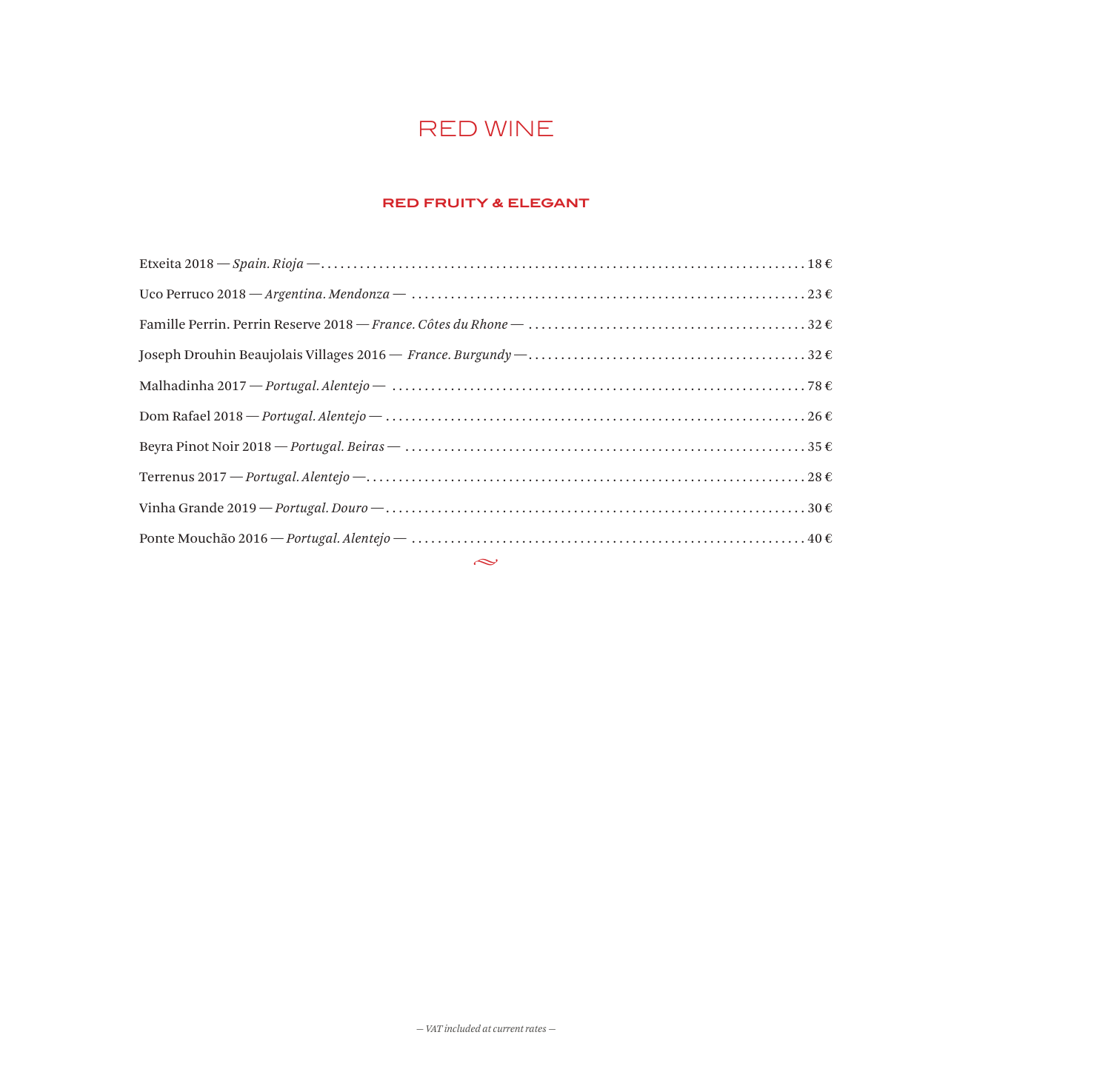# RED WINE

## RED FRUITY & ELEGANT

Etxeita 2018 — *Spain. Rioja* — ........ 18 €

Uco Perruco 2018 — *Argentina. Mendonza* — ........ 23 €

Famille Perrin. Perrin Reserve 2018 — *France. Côtes du Rhone* — ........ 32 €

Joseph Drouhin Beaujolais Villages 2016 — *France. Burgundy* — ........ 32 €

Malhadinha 2017 — *Portugal. Alentejo* — ........ 78 €

Dom Rafael 2018 — *Portugal. Alentejo* — ........ 26 €

Beyra Pinot Noir 2018 — *Portugal. Beiras* — ........ 35 €

Terrenus 2017 — *Portugal. Alentejo* — ........ 28 €

Vinha Grande 2019 — *Portugal. Douro* — ........ 30 €

Ponte Mouchão 2016 — *Portugal. Alentejo* — ........ 40 €

*— VAT included at current rates —*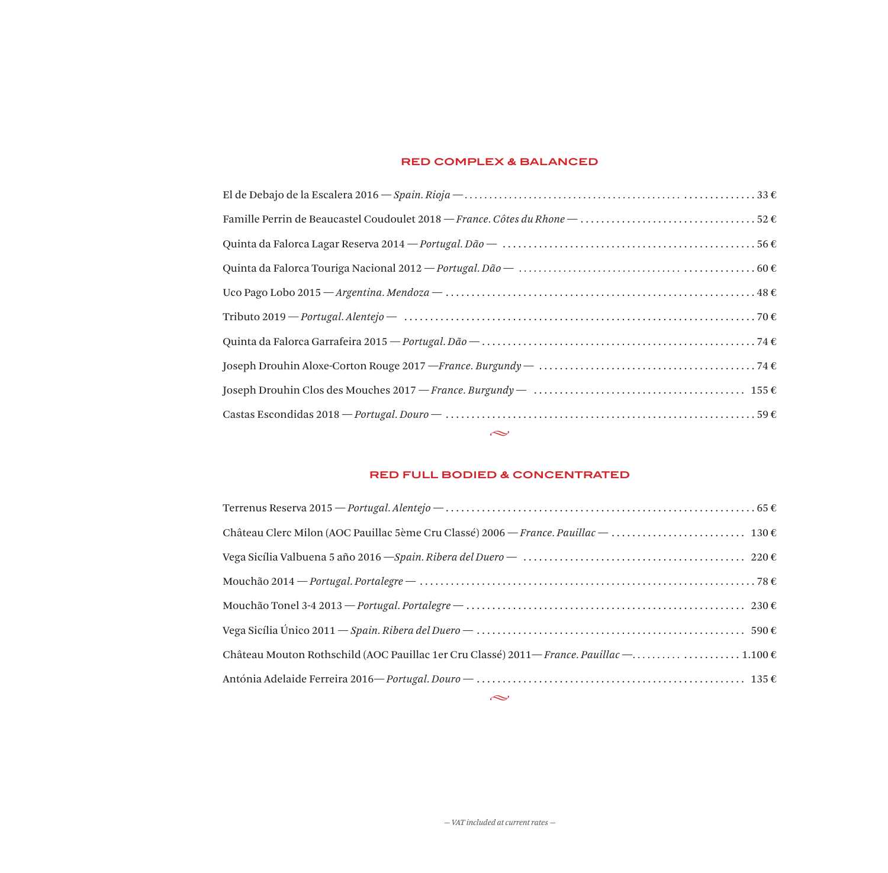## RED COMPLEX & BALANCED

El de Debajo de la Escalera 2016 — *Spain. Rioja* — 33 €

Famille Perrin de Beaucastel Coudoulet 2018 — *France. Côtes du Rhone* — 52 €

Quinta da Falorca Lagar Reserva 2014 — *Portugal. Dão* — 56 €

Quinta da Falorca Touriga Nacional 2012 — *Portugal. Dão* — 60 €

Uco Pago Lobo 2015 — *Argentina. Mendoza* — 48 €

Tributo 2019 — *Portugal. Alentejo* — 70 €

Quinta da Falorca Garrafeira 2015 — *Portugal. Dão* — 74 €

Joseph Drouhin Aloxe-Corton Rouge 2017 —*France. Burgundy* — 74 €

Joseph Drouhin Clos des Mouches 2017 — *France. Burgundy* — 155 €

Castas Escondidas 2018 — *Portugal. Douro* — 59 €

## RED FULL BODIED & CONCENTRATED

Terrenus Reserva 2015 — *Portugal. Alentejo* — 65 €

Château Clerc Milon (AOC Pauillac 5ème Cru Classé) 2006 — *France. Pauillac* — 130 €

Vega Sicília Valbuena 5 año 2016 —*Spain. Ribera del Duero* — 220 €

Mouchão 2014 — *Portugal. Portalegre* — 78 €

Mouchão Tonel 3-4 2013 — *Portugal. Portalegre* — 230 €

Vega Sicília Único 2011 — *Spain. Ribera del Duero* — 590 €

Château Mouton Rothschild (AOC Pauillac 1er Cru Classé) 2011— *France. Pauillac* — 1.100 €

Antónia Adelaide Ferreira 2016— *Portugal. Douro* — 135 €

*— VAT included at current rates —*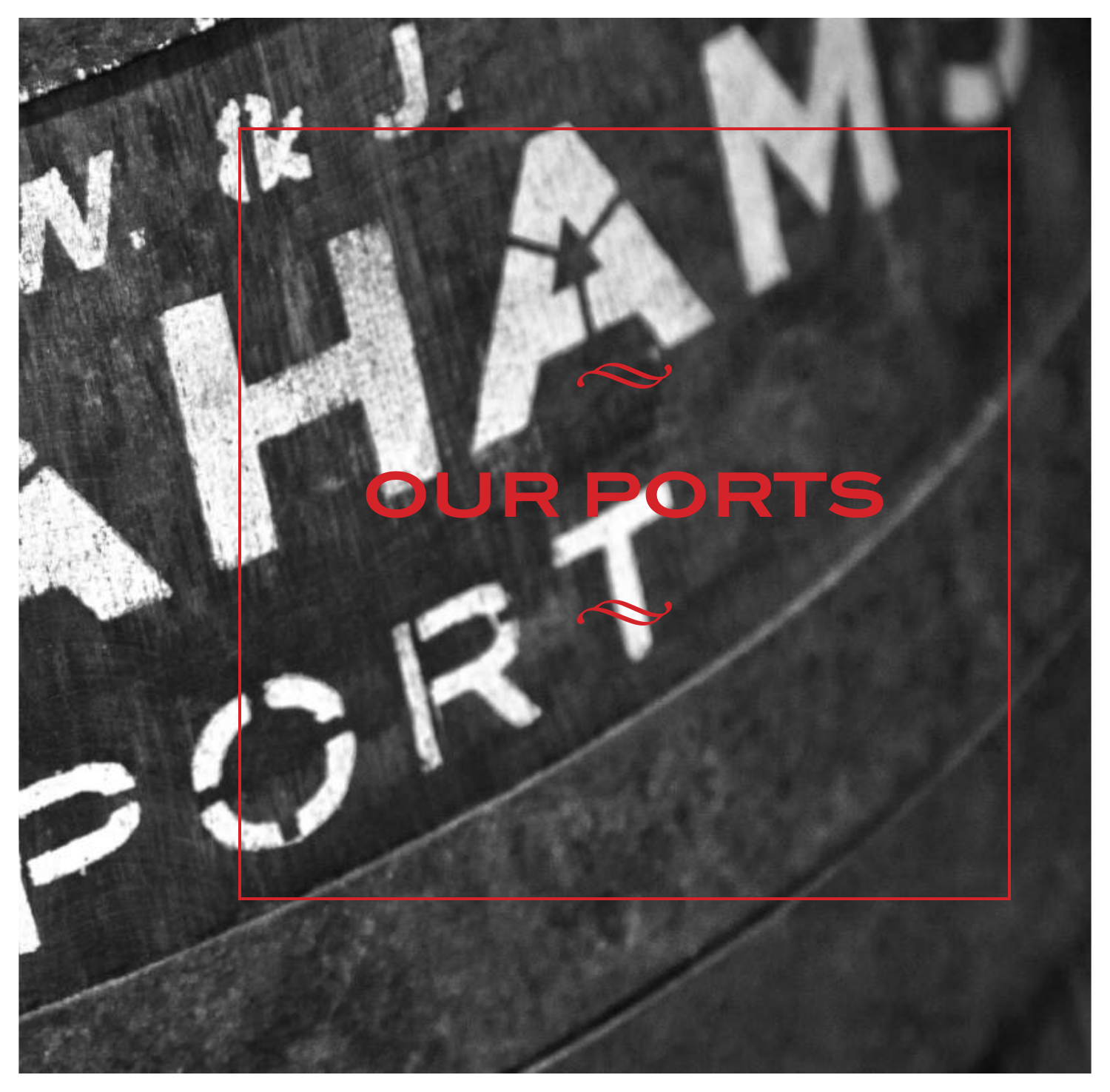# OUR PORTS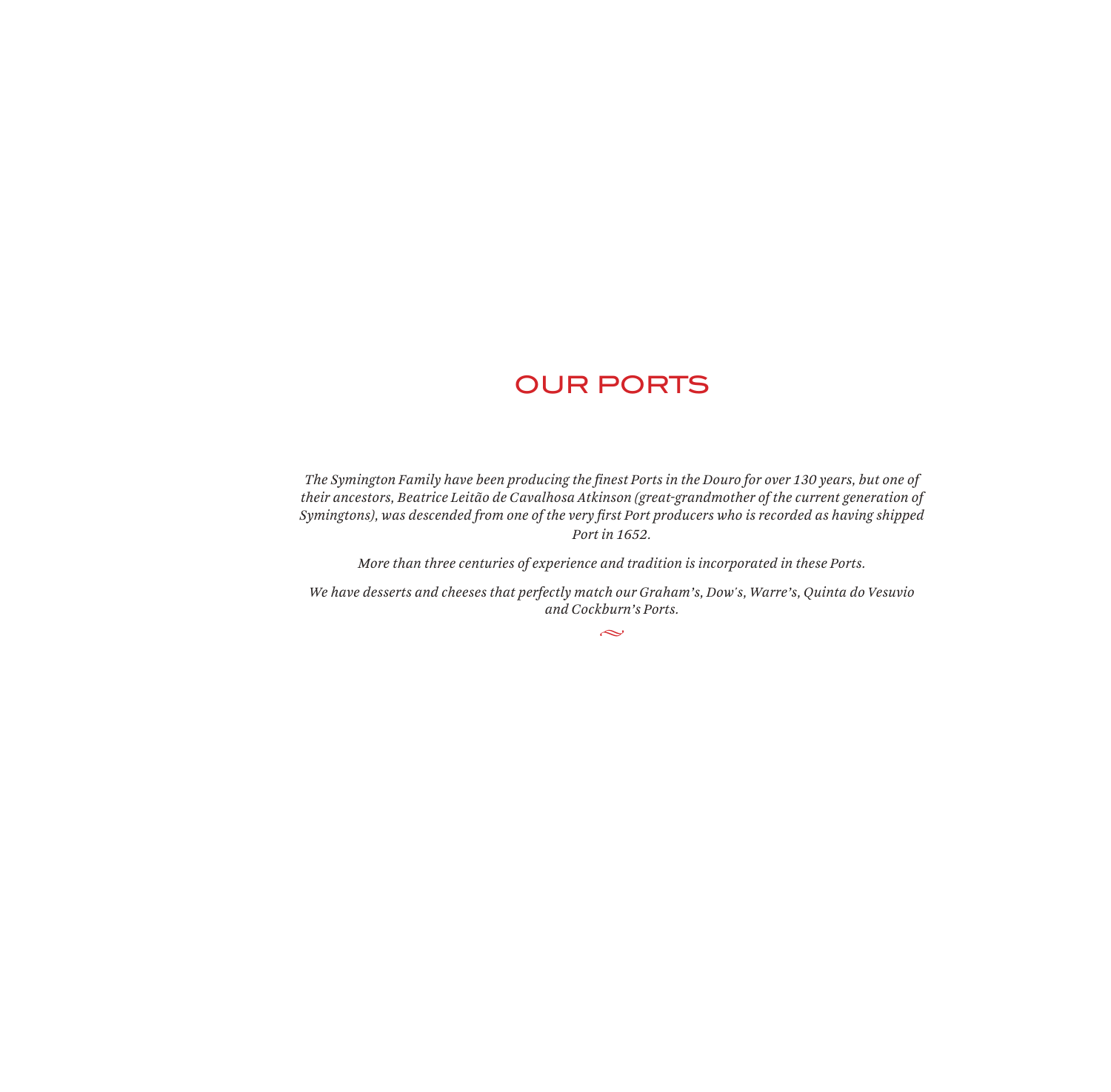# OUR PORTS

*The Symington Family have been producing the finest Ports in the Douro for over 130 years, but one of their ancestors, Beatrice Leitão de Cavalhosa Atkinson (great-grandmother of the current generation of Symingtons), was descended from one of the very first Port producers who is recorded as having shipped Port in 1652.*

*More than three centuries of experience and tradition is incorporated in these Ports.*

*We have desserts and cheeses that perfectly match our Graham's, Dow's, Warre's, Quinta do Vesuvio and Cockburn's Ports.*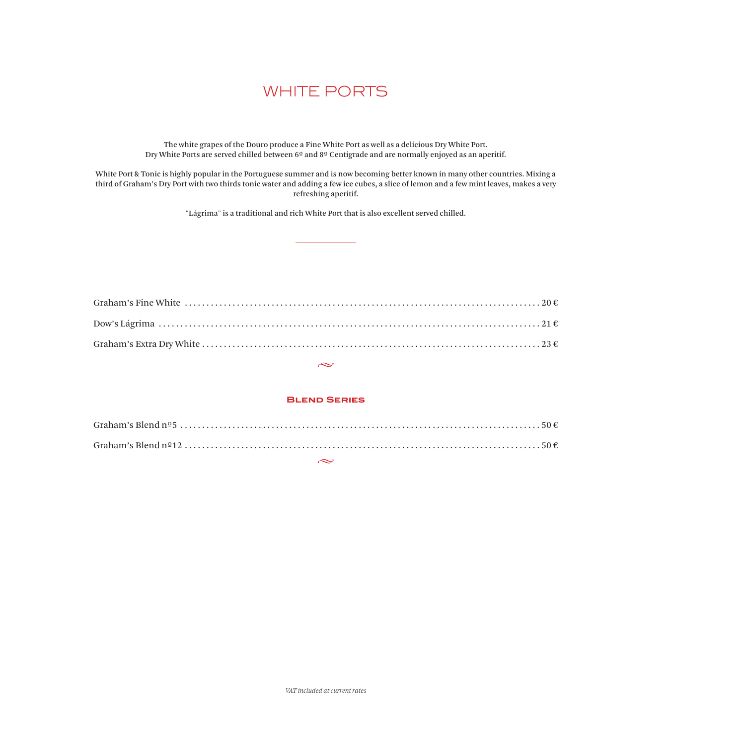# WHITE PORTS

The white grapes of the Douro produce a Fine White Port as well as a delicious Dry White Port.
Dry White Ports are served chilled between 6º and 8º Centigrade and are normally enjoyed as an aperitif.

White Port & Tonic is highly popular in the Portuguese summer and is now becoming better known in many other countries. Mixing a third of Graham's Dry Port with two thirds tonic water and adding a few ice cubes, a slice of lemon and a few mint leaves, makes a very refreshing aperitif.

"Lágrima" is a traditional and rich White Port that is also excellent served chilled.

---

Graham's Fine White ........................................ 20 €

Dow's Lágrima ........................................ 21 €

Graham's Extra Dry White ........................................ 23 €

## Blend Series

Graham's Blend nº5 ........................................ 50 €

Graham's Blend nº12 ........................................ 50 €

*— VAT included at current rates —*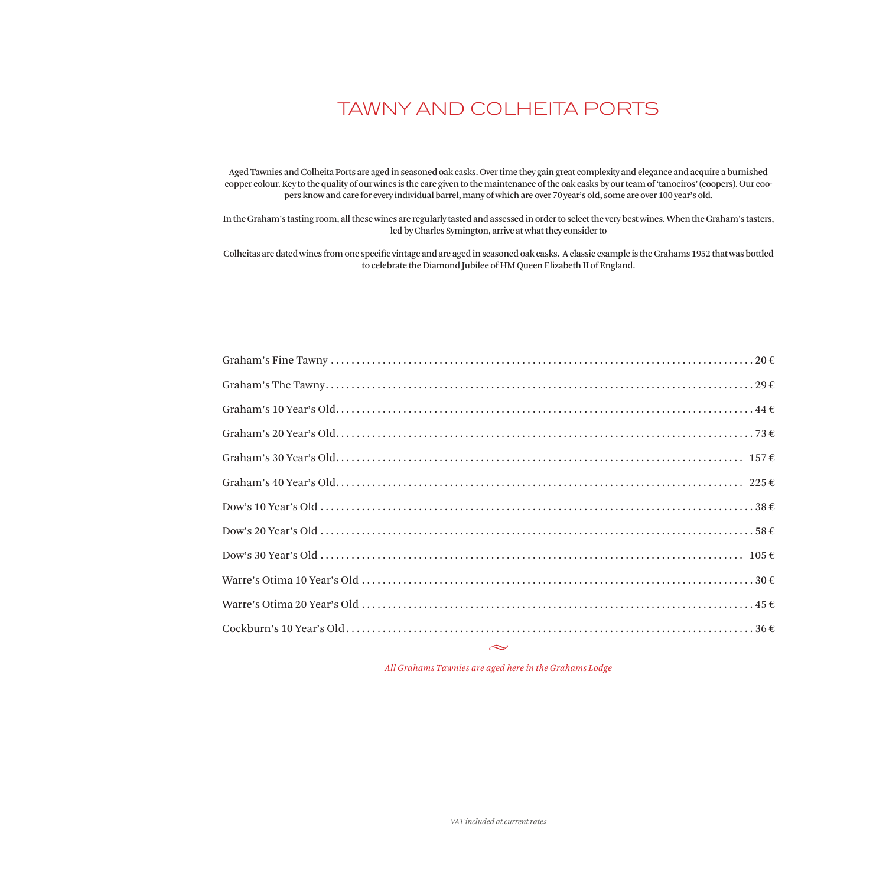# TAWNY AND COLHEITA PORTS

Aged Tawnies and Colheita Ports are aged in seasoned oak casks. Over time they gain great complexity and elegance and acquire a burnished copper colour. Key to the quality of our wines is the care given to the maintenance of the oak casks by our team of 'tanoeiros' (coopers). Our coopers know and care for every individual barrel, many of which are over 70 year's old, some are over 100 year's old.

In the Graham's tasting room, all these wines are regularly tasted and assessed in order to select the very best wines. When the Graham's tasters, led by Charles Symington, arrive at what they consider to

Colheitas are dated wines from one specific vintage and are aged in seasoned oak casks. A classic example is the Grahams 1952 that was bottled to celebrate the Diamond Jubilee of HM Queen Elizabeth II of England.

---

| Wine | Price |
|---|---|
| Graham's Fine Tawny | 20 € |
| Graham's The Tawny | 29 € |
| Graham's 10 Year's Old | 44 € |
| Graham's 20 Year's Old | 73 € |
| Graham's 30 Year's Old | 157 € |
| Graham's 40 Year's Old | 225 € |
| Dow's 10 Year's Old | 38 € |
| Dow's 20 Year's Old | 58 € |
| Dow's 30 Year's Old | 105 € |
| Warre's Otima 10 Year's Old | 30 € |
| Warre's Otima 20 Year's Old | 45 € |
| Cockburn's 10 Year's Old | 36 € |

*All Grahams Tawnies are aged here in the Grahams Lodge*

*— VAT included at current rates —*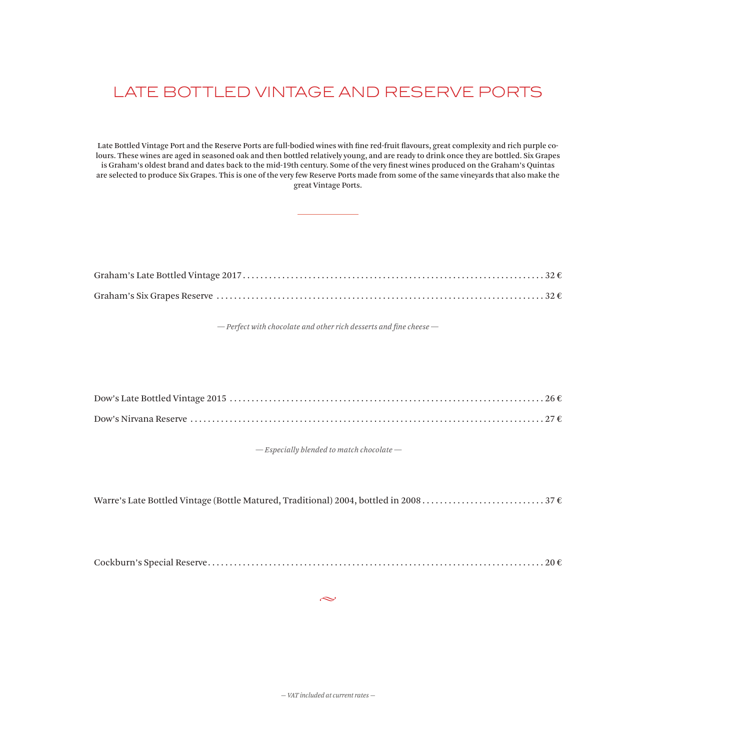# LATE BOTTLED VINTAGE AND RESERVE PORTS

Late Bottled Vintage Port and the Reserve Ports are full-bodied wines with fine red-fruit flavours, great complexity and rich purple colours. These wines are aged in seasoned oak and then bottled relatively young, and are ready to drink once they are bottled. Six Grapes is Graham's oldest brand and dates back to the mid-19th century. Some of the very finest wines produced on the Graham's Quintas are selected to produce Six Grapes. This is one of the very few Reserve Ports made from some of the same vineyards that also make the great Vintage Ports.

---

Graham's Late Bottled Vintage 2017 ........ 32 €

Graham's Six Grapes Reserve ........ 32 €

*— Perfect with chocolate and other rich desserts and fine cheese —*

Dow's Late Bottled Vintage 2015 ........ 26 €

Dow's Nirvana Reserve ........ 27 €

*— Especially blended to match chocolate —*

Warre's Late Bottled Vintage (Bottle Matured, Traditional) 2004, bottled in 2008 ........ 37 €

Cockburn's Special Reserve ........ 20 €

*— VAT included at current rates —*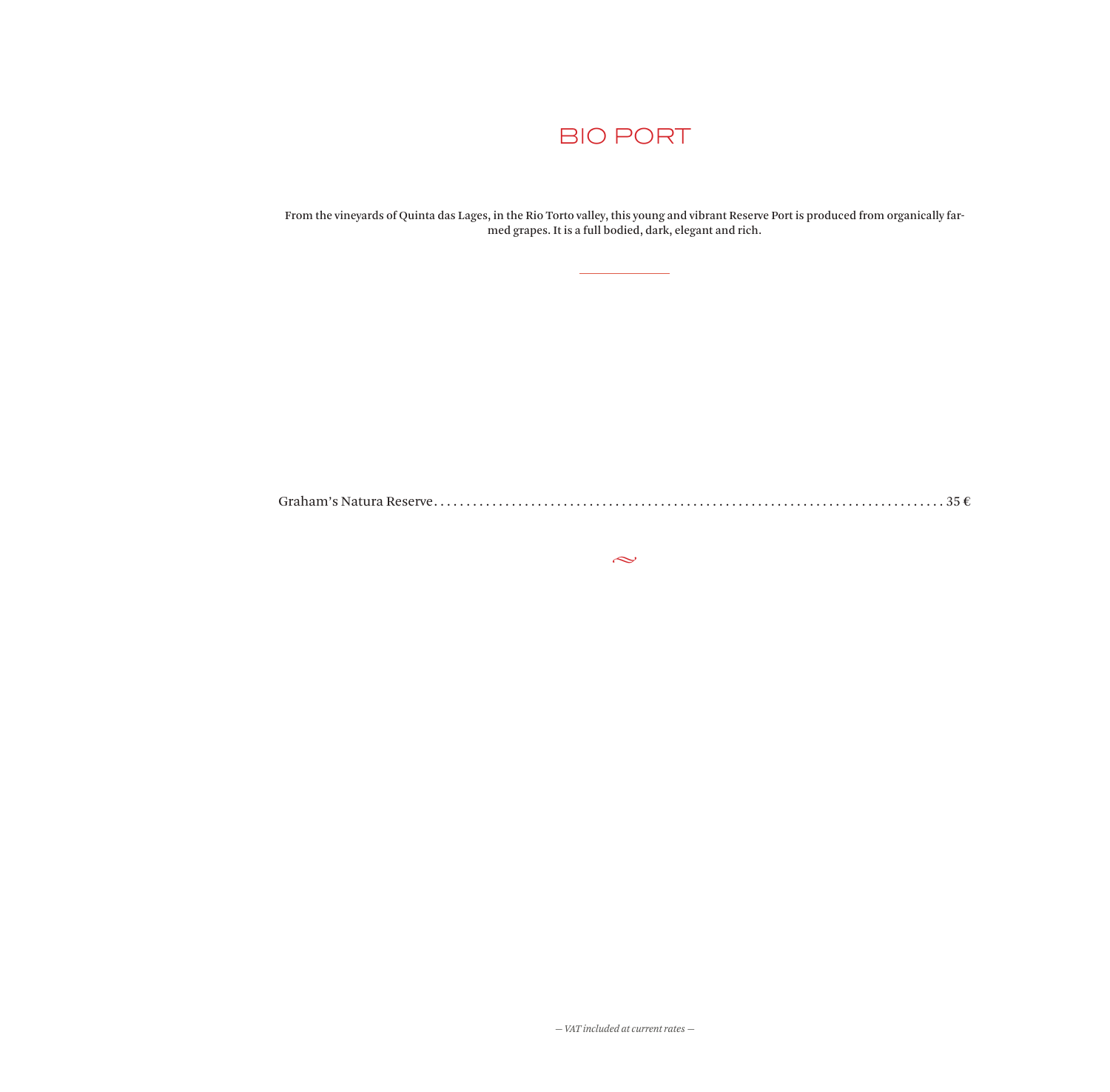# BIO PORT

From the vineyards of Quinta das Lages, in the Rio Torto valley, this young and vibrant Reserve Port is produced from organically farmed grapes. It is a full bodied, dark, elegant and rich.

---

Graham's Natura Reserve . . . . . . . . . . . . . . . . . . . . . . . . . . . . . . . . . . . . . . . . . . . . . . . . . . . . . . . . . . . . . . . . . . . . . . . . . . . . 35 €

*— VAT included at current rates —*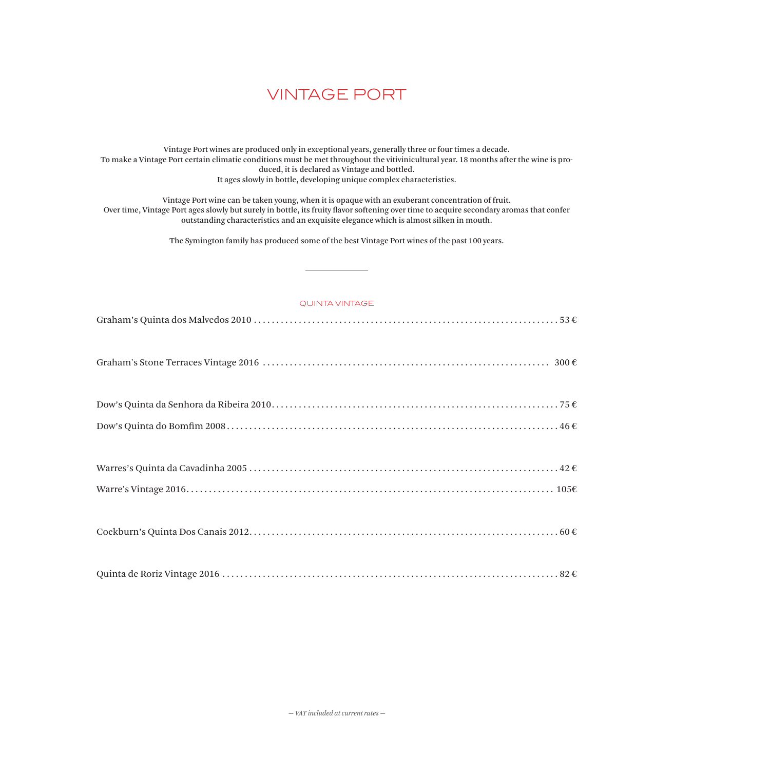# VINTAGE PORT

Vintage Port wines are produced only in exceptional years, generally three or four times a decade.
To make a Vintage Port certain climatic conditions must be met throughout the vitivinicultural year. 18 months after the wine is produced, it is declared as Vintage and bottled.
It ages slowly in bottle, developing unique complex characteristics.

Vintage Port wine can be taken young, when it is opaque with an exuberant concentration of fruit.
Over time, Vintage Port ages slowly but surely in bottle, its fruity flavor softening over time to acquire secondary aromas that confer outstanding characteristics and an exquisite elegance which is almost silken in mouth.

The Symington family has produced some of the best Vintage Port wines of the past 100 years.

---

## QUINTA VINTAGE

Graham's Quinta dos Malvedos 2010 .......... 53 €

Graham's Stone Terraces Vintage 2016 .......... 300 €

Dow's Quinta da Senhora da Ribeira 2010 .......... 75 €

Dow's Quinta do Bomfim 2008 .......... 46 €

Warres's Quinta da Cavadinha 2005 .......... 42 €

Warre's Vintage 2016 .......... 105€

Cockburn's Quinta Dos Canais 2012 .......... 60 €

Quinta de Roriz Vintage 2016 .......... 82 €

*— VAT included at current rates —*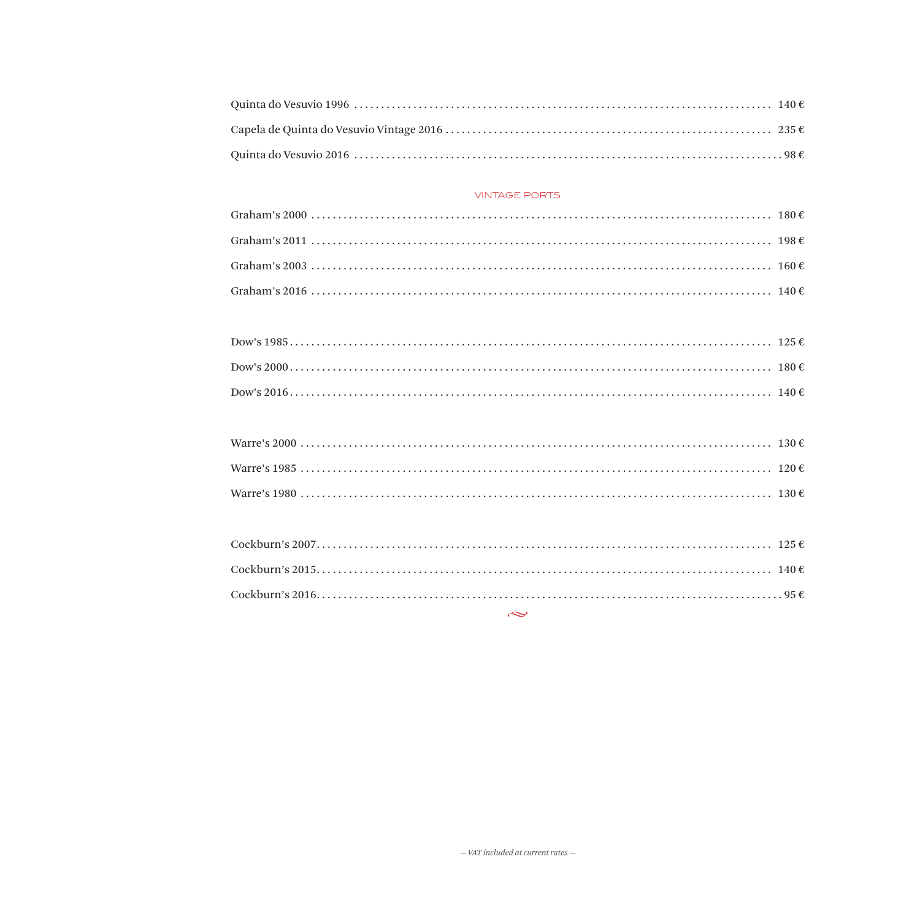Quinta do Vesuvio 1996 ........ 140 €

Capela de Quinta do Vesuvio Vintage 2016 ........ 235 €

Quinta do Vesuvio 2016 ........ 98 €

## VINTAGE PORTS

Graham's 2000 ........ 180 €

Graham's 2011 ........ 198 €

Graham's 2003 ........ 160 €

Graham's 2016 ........ 140 €

Dow's 1985 ........ 125 €

Dow's 2000 ........ 180 €

Dow's 2016 ........ 140 €

Warre's 2000 ........ 130 €

Warre's 1985 ........ 120 €

Warre's 1980 ........ 130 €

Cockburn's 2007 ........ 125 €

Cockburn's 2015 ........ 140 €

Cockburn's 2016 ........ 95 €

*— VAT included at current rates —*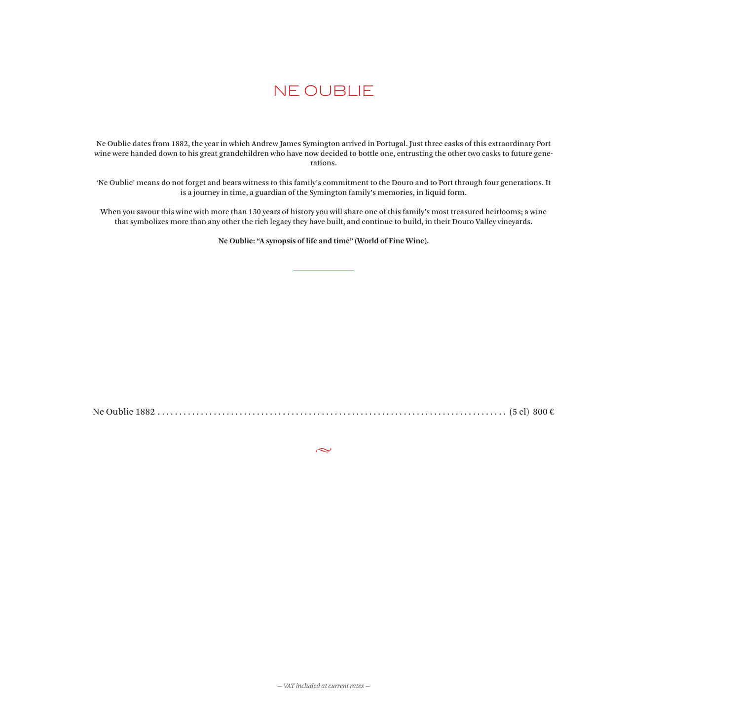# NE OUBLIE

Ne Oublie dates from 1882, the year in which Andrew James Symington arrived in Portugal. Just three casks of this extraordinary Port wine were handed down to his great grandchildren who have now decided to bottle one, entrusting the other two casks to future generations.

'Ne Oublie' means do not forget and bears witness to this family's commitment to the Douro and to Port through four generations. It is a journey in time, a guardian of the Symington family's memories, in liquid form.

When you savour this wine with more than 130 years of history you will share one of this family's most treasured heirlooms; a wine that symbolizes more than any other the rich legacy they have built, and continue to build, in their Douro Valley vineyards.

**Ne Oublie: "A synopsis of life and time" (World of Fine Wine).**

---

Ne Oublie 1882 ........ (5 cl) 800 €

*— VAT included at current rates —*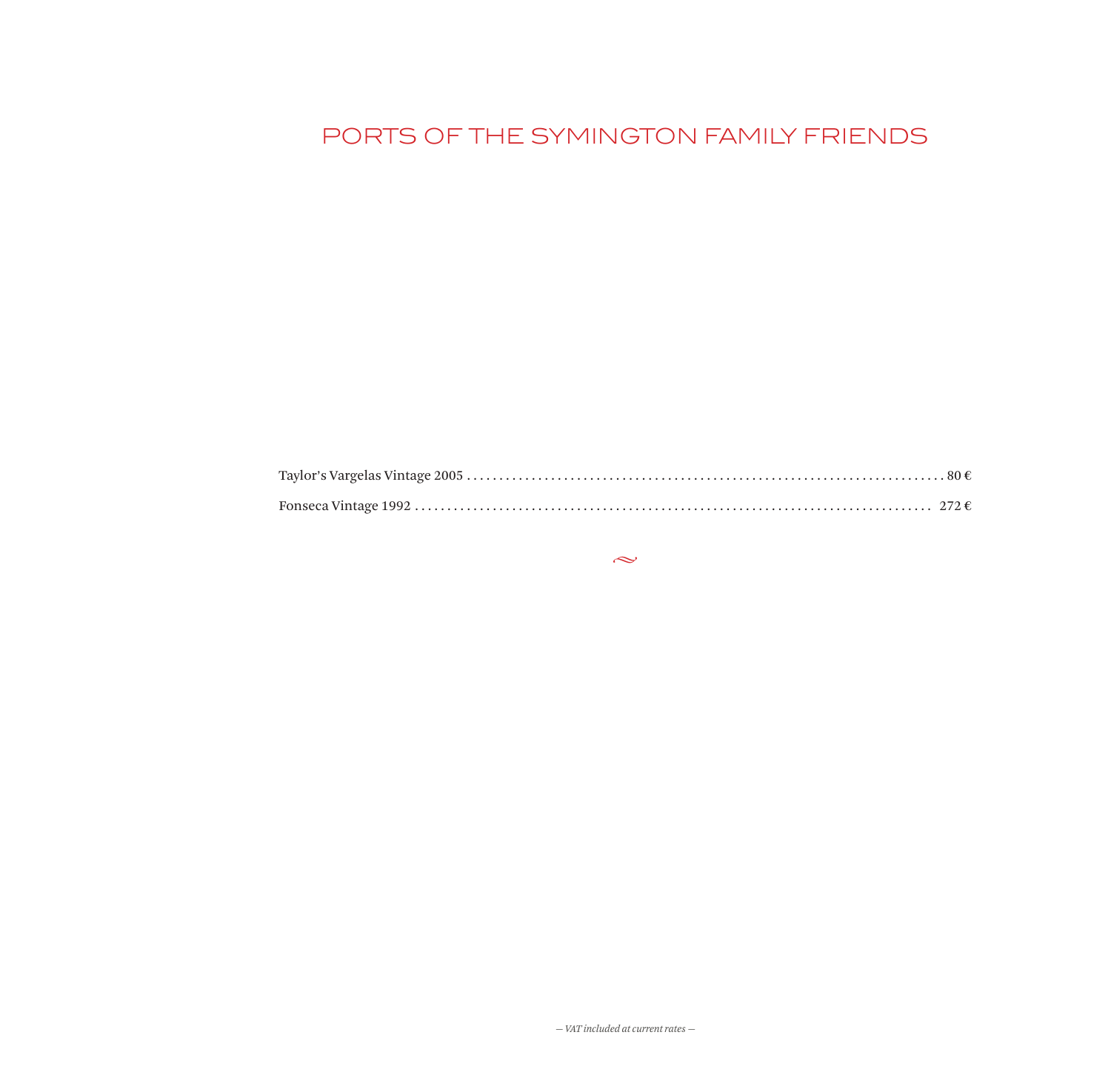# PORTS OF THE SYMINGTON FAMILY FRIENDS

Taylor's Vargelas Vintage 2005 ........................................................................... 80 €

Fonseca Vintage 1992 ........................................................................... 272 €

~

*— VAT included at current rates —*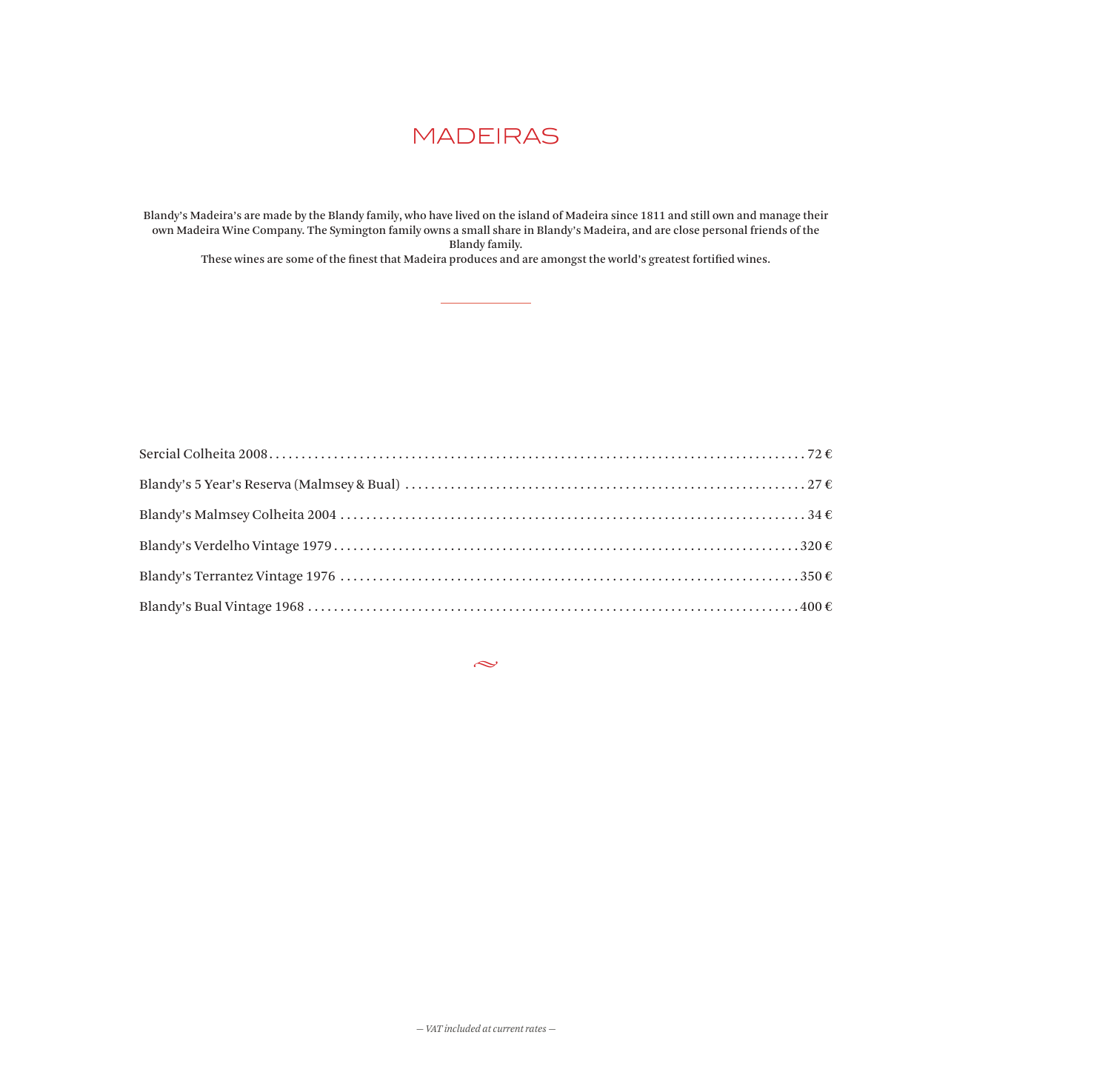# MADEIRAS

Blandy's Madeira's are made by the Blandy family, who have lived on the island of Madeira since 1811 and still own and manage their own Madeira Wine Company. The Symington family owns a small share in Blandy's Madeira, and are close personal friends of the Blandy family.
These wines are some of the finest that Madeira produces and are amongst the world's greatest fortified wines.

---

| Wine | Price |
|---|---|
| Sercial Colheita 2008 | 72 € |
| Blandy's 5 Year's Reserva (Malmsey & Bual) | 27 € |
| Blandy's Malmsey Colheita 2004 | 34 € |
| Blandy's Verdelho Vintage 1979 | 320 € |
| Blandy's Terrantez Vintage 1976 | 350 € |
| Blandy's Bual Vintage 1968 | 400 € |

*— VAT included at current rates —*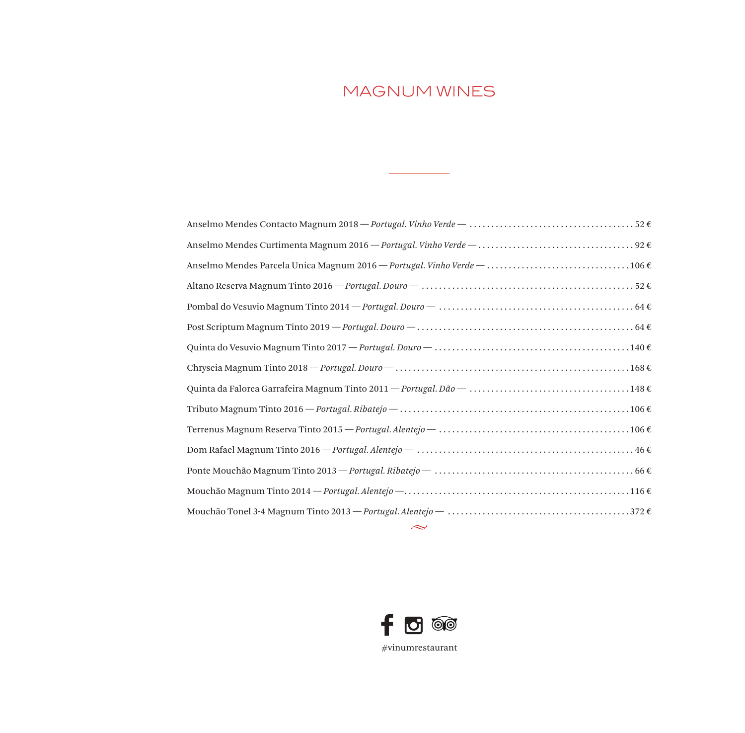# MAGNUM WINES

Anselmo Mendes Contacto Magnum 2018 — *Portugal. Vinho Verde* — ...................................... 52 €

Anselmo Mendes Curtimenta Magnum 2016 — *Portugal. Vinho Verde* — ................................... 92 €

Anselmo Mendes Parcela Unica Magnum 2016 — *Portugal. Vinho Verde* — ................................ 106 €

Altano Reserva Magnum Tinto 2016 — *Portugal. Douro* — ................................................. 52 €

Pombal do Vesuvio Magnum Tinto 2014 — *Portugal. Douro* — ............................................. 64 €

Post Scriptum Magnum Tinto 2019 — *Portugal. Douro* — .................................................. 64 €

Quinta do Vesuvio Magnum Tinto 2017 — *Portugal. Douro* — ............................................ 140 €

Chryseia Magnum Tinto 2018 — *Portugal. Douro* — ...................................................... 168 €

Quinta da Falorca Garrafeira Magnum Tinto 2011 — *Portugal. Dão* — ................................... 148 €

Tributo Magnum Tinto 2016 — *Portugal. Ribatejo* — ................................................... 106 €

Terrenus Magnum Reserva Tinto 2015 — *Portugal. Alentejo* — ......................................... 106 €

Dom Rafael Magnum Tinto 2016 — *Portugal. Alentejo* — ................................................. 46 €

Ponte Mouchão Magnum Tinto 2013 — *Portugal. Ribatejo* — ............................................. 66 €

Mouchão Magnum Tinto 2014 — *Portugal. Alentejo* — .................................................. 116 €

Mouchão Tonel 3-4 Magnum Tinto 2013 — *Portugal. Alentejo* — ........................................ 372 €

#vinumrestaurant